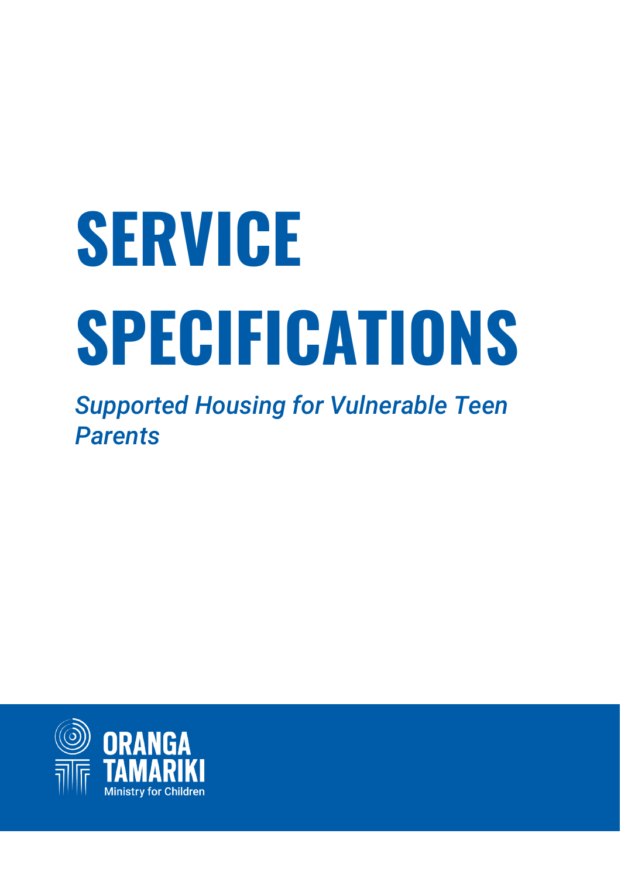# SERVICE SPECIFICATIONS

*Supported Housing for Vulnerable Teen Parents*

ORANGA TAMARIKI

Ministry for Children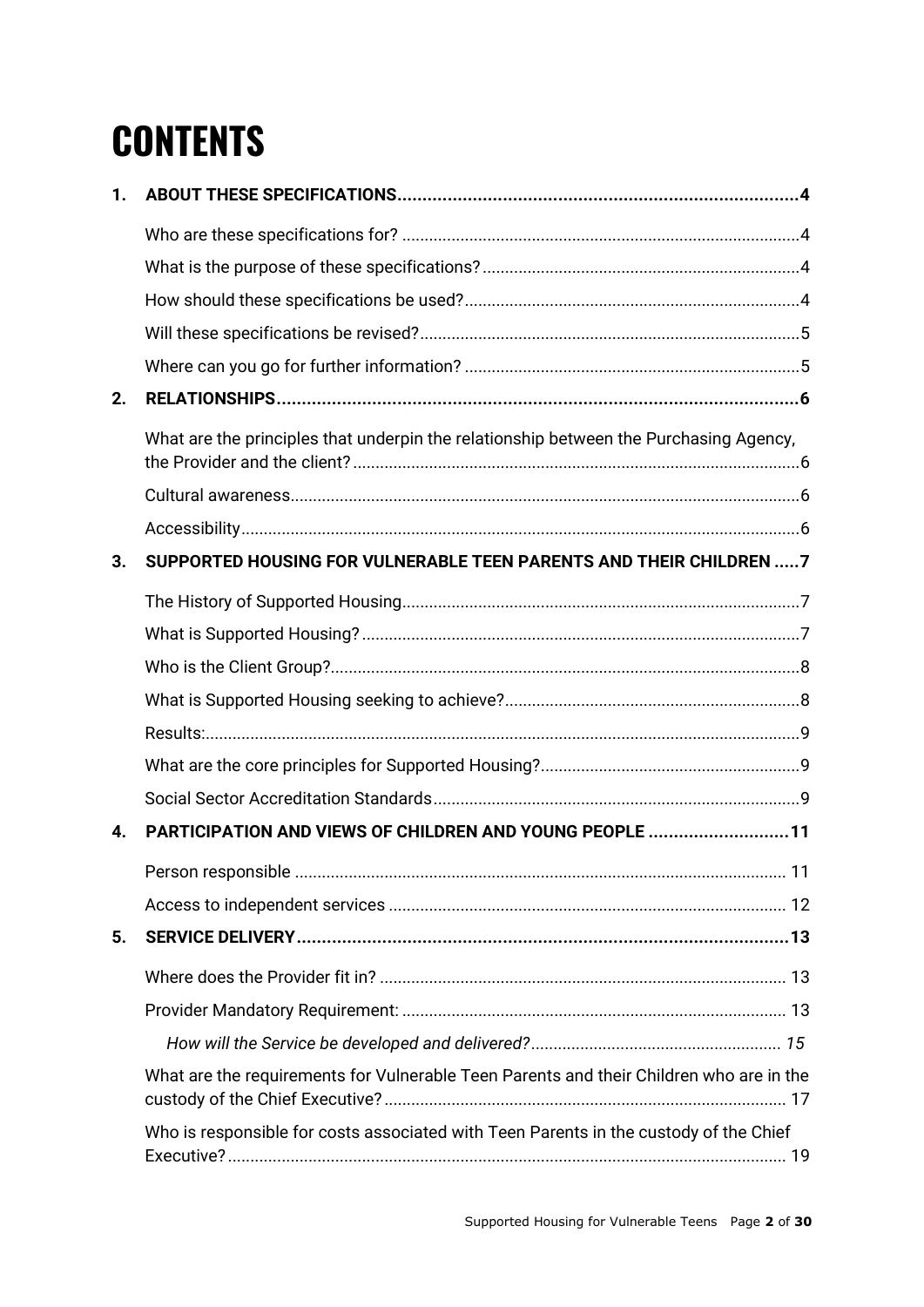# CONTENTS

1. **ABOUT THESE SPECIFICATIONS** .......... 4
   - Who are these specifications for? .......... 4
   - What is the purpose of these specifications? .......... 4
   - How should these specifications be used? .......... 4
   - Will these specifications be revised? .......... 5
   - Where can you go for further information? .......... 5
2. **RELATIONSHIPS** .......... 6
   - What are the principles that underpin the relationship between the Purchasing Agency, the Provider and the client? .......... 6
   - Cultural awareness .......... 6
   - Accessibility .......... 6
3. **SUPPORTED HOUSING FOR VULNERABLE TEEN PARENTS AND THEIR CHILDREN** .......... 7
   - The History of Supported Housing .......... 7
   - What is Supported Housing? .......... 7
   - Who is the Client Group? .......... 8
   - What is Supported Housing seeking to achieve? .......... 8
   - Results: .......... 9
   - What are the core principles for Supported Housing? .......... 9
   - Social Sector Accreditation Standards .......... 9
4. **PARTICIPATION AND VIEWS OF CHILDREN AND YOUNG PEOPLE** .......... 11
   - Person responsible .......... 11
   - Access to independent services .......... 12
5. **SERVICE DELIVERY** .......... 13
   - Where does the Provider fit in? .......... 13
   - Provider Mandatory Requirement: .......... 13
     - *How will the Service be developed and delivered?* .......... *15*
   - What are the requirements for Vulnerable Teen Parents and their Children who are in the custody of the Chief Executive? .......... 17
   - Who is responsible for costs associated with Teen Parents in the custody of the Chief Executive? .......... 19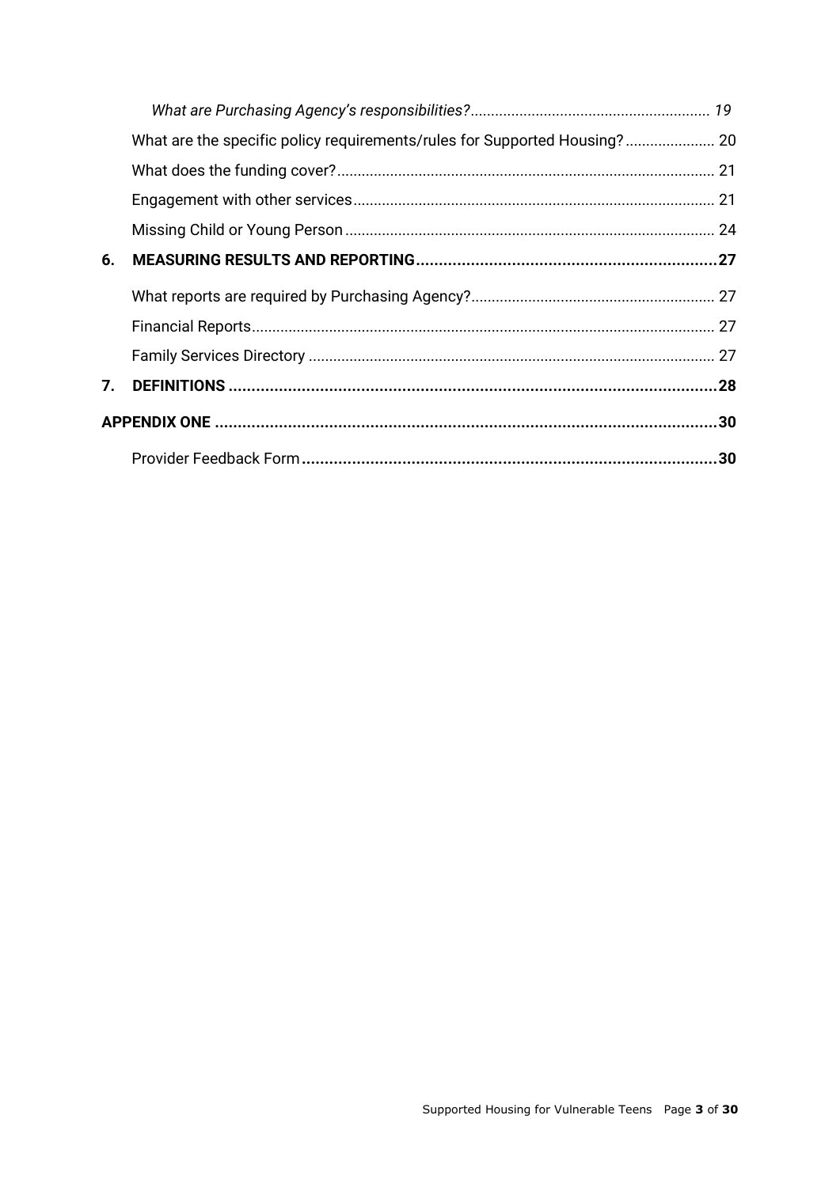*What are Purchasing Agency's responsibilities?* 19

What are the specific policy requirements/rules for Supported Housing? 20

What does the funding cover? 21

Engagement with other services 21

Missing Child or Young Person 24

**6. MEASURING RESULTS AND REPORTING 27**

What reports are required by Purchasing Agency? 27

Financial Reports 27

Family Services Directory 27

**7. DEFINITIONS 28**

**APPENDIX ONE 30**

Provider Feedback Form **30**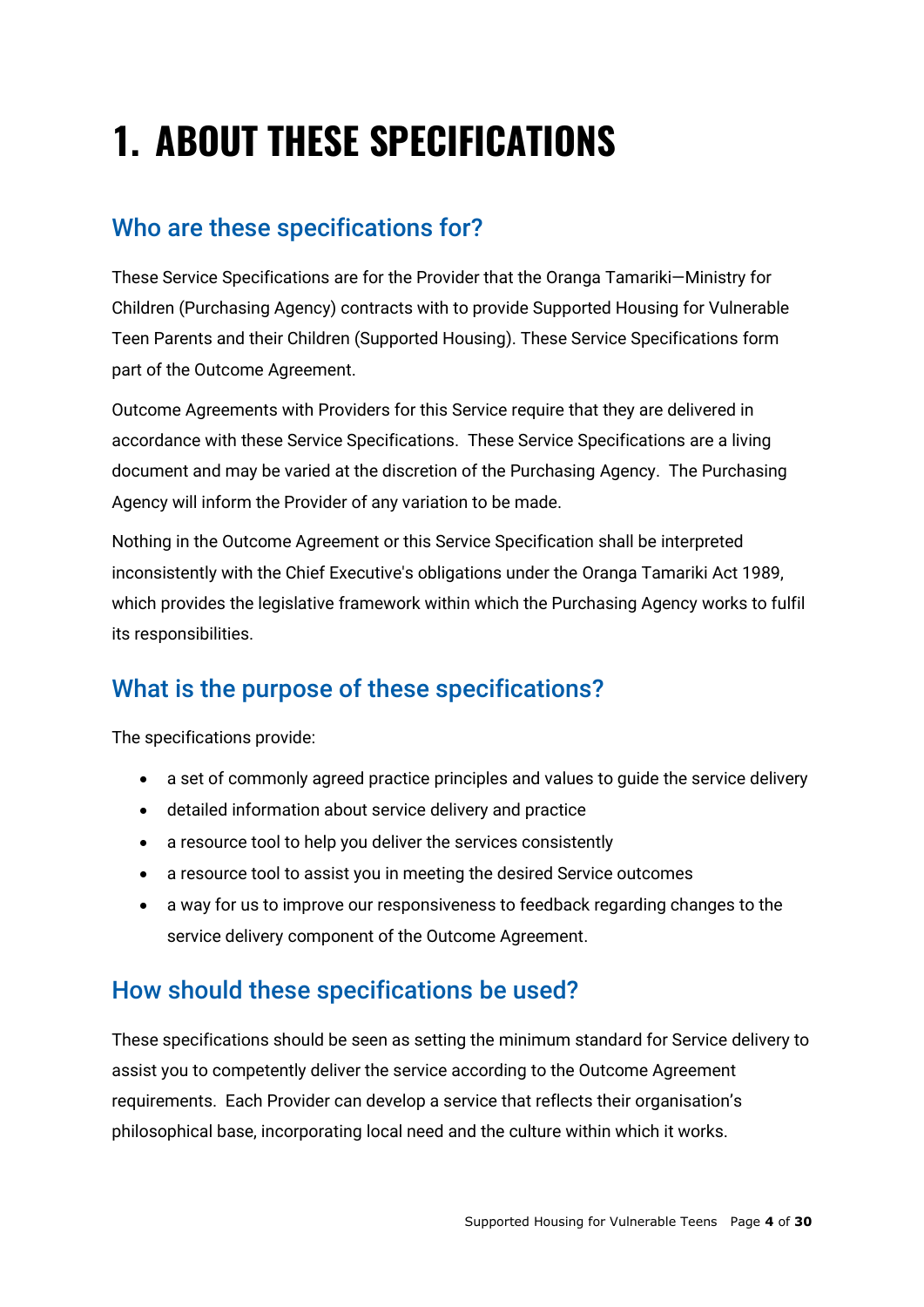# 1. ABOUT THESE SPECIFICATIONS

## Who are these specifications for?

These Service Specifications are for the Provider that the Oranga Tamariki—Ministry for Children (Purchasing Agency) contracts with to provide Supported Housing for Vulnerable Teen Parents and their Children (Supported Housing). These Service Specifications form part of the Outcome Agreement.

Outcome Agreements with Providers for this Service require that they are delivered in accordance with these Service Specifications. These Service Specifications are a living document and may be varied at the discretion of the Purchasing Agency. The Purchasing Agency will inform the Provider of any variation to be made.

Nothing in the Outcome Agreement or this Service Specification shall be interpreted inconsistently with the Chief Executive's obligations under the Oranga Tamariki Act 1989, which provides the legislative framework within which the Purchasing Agency works to fulfil its responsibilities.

## What is the purpose of these specifications?

The specifications provide:

- a set of commonly agreed practice principles and values to guide the service delivery
- detailed information about service delivery and practice
- a resource tool to help you deliver the services consistently
- a resource tool to assist you in meeting the desired Service outcomes
- a way for us to improve our responsiveness to feedback regarding changes to the service delivery component of the Outcome Agreement.

## How should these specifications be used?

These specifications should be seen as setting the minimum standard for Service delivery to assist you to competently deliver the service according to the Outcome Agreement requirements. Each Provider can develop a service that reflects their organisation's philosophical base, incorporating local need and the culture within which it works.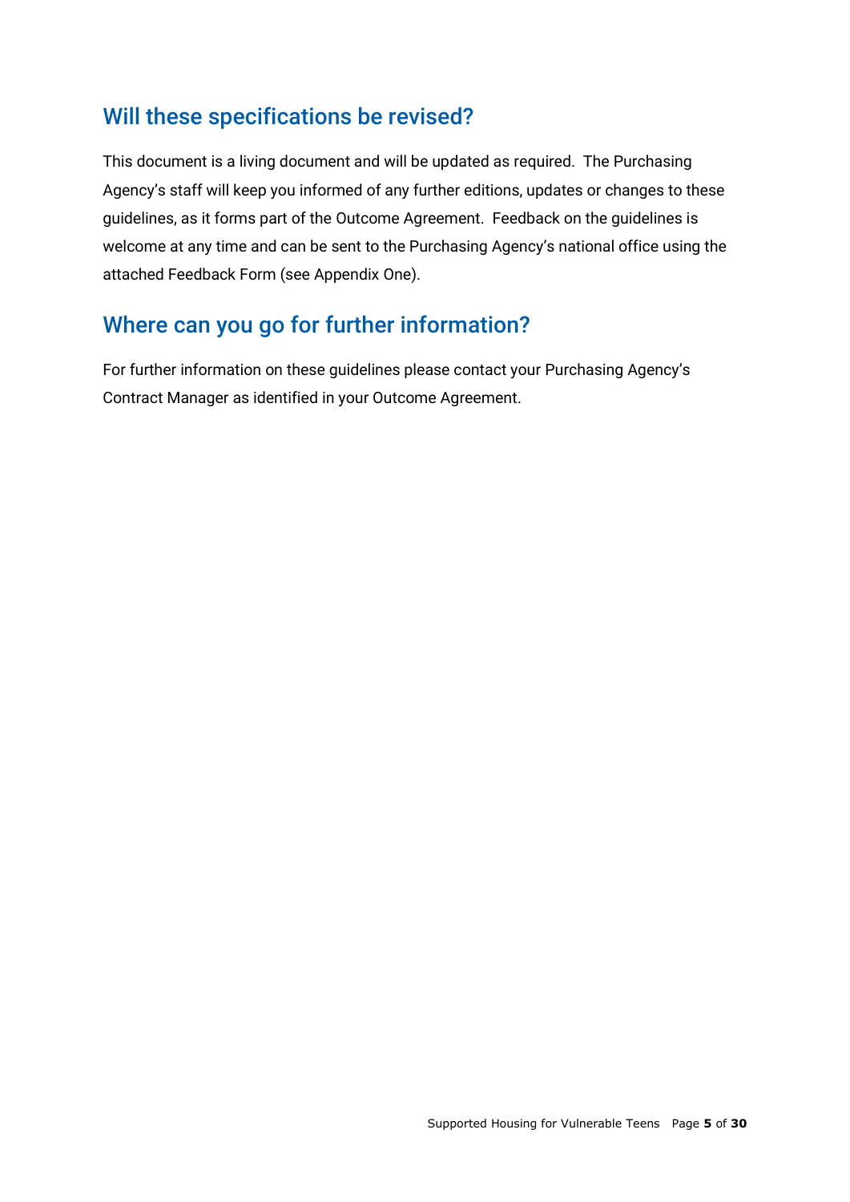## Will these specifications be revised?

This document is a living document and will be updated as required. The Purchasing Agency's staff will keep you informed of any further editions, updates or changes to these guidelines, as it forms part of the Outcome Agreement. Feedback on the guidelines is welcome at any time and can be sent to the Purchasing Agency's national office using the attached Feedback Form (see Appendix One).

## Where can you go for further information?

For further information on these guidelines please contact your Purchasing Agency's Contract Manager as identified in your Outcome Agreement.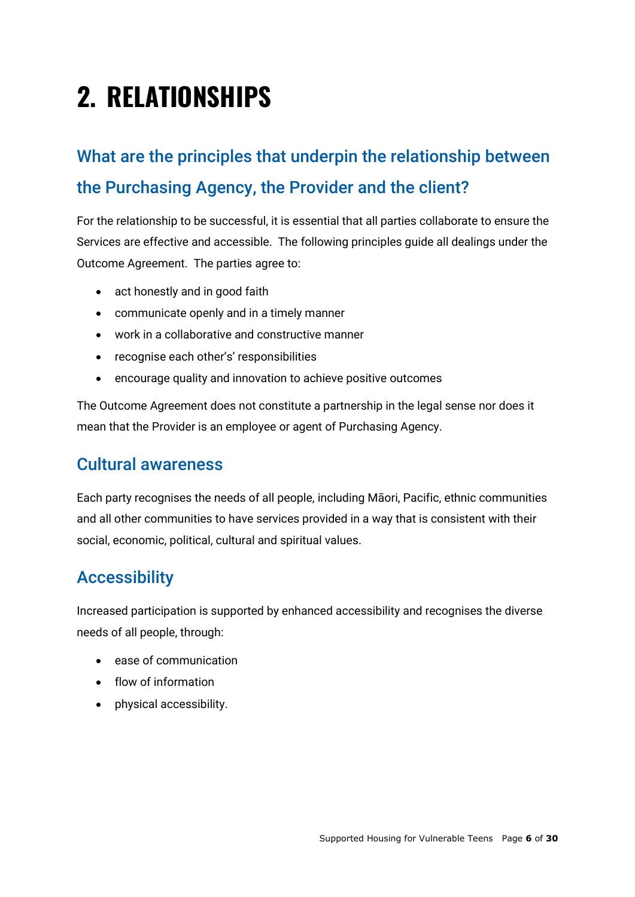# 2. RELATIONSHIPS

## What are the principles that underpin the relationship between the Purchasing Agency, the Provider and the client?

For the relationship to be successful, it is essential that all parties collaborate to ensure the Services are effective and accessible. The following principles guide all dealings under the Outcome Agreement. The parties agree to:

- act honestly and in good faith
- communicate openly and in a timely manner
- work in a collaborative and constructive manner
- recognise each other's' responsibilities
- encourage quality and innovation to achieve positive outcomes

The Outcome Agreement does not constitute a partnership in the legal sense nor does it mean that the Provider is an employee or agent of Purchasing Agency.

## Cultural awareness

Each party recognises the needs of all people, including Māori, Pacific, ethnic communities and all other communities to have services provided in a way that is consistent with their social, economic, political, cultural and spiritual values.

## Accessibility

Increased participation is supported by enhanced accessibility and recognises the diverse needs of all people, through:

- ease of communication
- flow of information
- physical accessibility.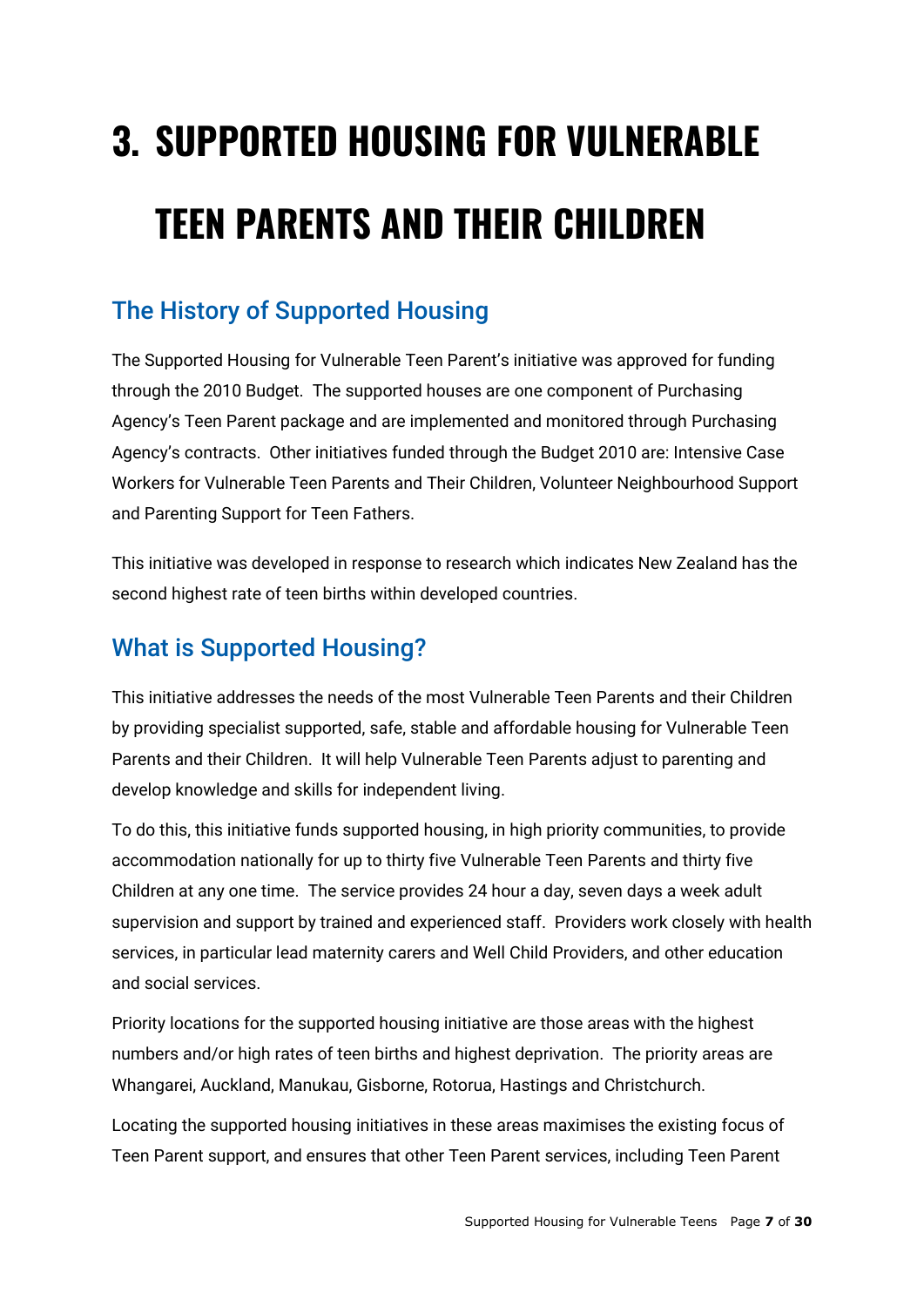# 3. SUPPORTED HOUSING FOR VULNERABLE TEEN PARENTS AND THEIR CHILDREN

## The History of Supported Housing

The Supported Housing for Vulnerable Teen Parent's initiative was approved for funding through the 2010 Budget. The supported houses are one component of Purchasing Agency's Teen Parent package and are implemented and monitored through Purchasing Agency's contracts. Other initiatives funded through the Budget 2010 are: Intensive Case Workers for Vulnerable Teen Parents and Their Children, Volunteer Neighbourhood Support and Parenting Support for Teen Fathers.

This initiative was developed in response to research which indicates New Zealand has the second highest rate of teen births within developed countries.

## What is Supported Housing?

This initiative addresses the needs of the most Vulnerable Teen Parents and their Children by providing specialist supported, safe, stable and affordable housing for Vulnerable Teen Parents and their Children. It will help Vulnerable Teen Parents adjust to parenting and develop knowledge and skills for independent living.

To do this, this initiative funds supported housing, in high priority communities, to provide accommodation nationally for up to thirty five Vulnerable Teen Parents and thirty five Children at any one time. The service provides 24 hour a day, seven days a week adult supervision and support by trained and experienced staff. Providers work closely with health services, in particular lead maternity carers and Well Child Providers, and other education and social services.

Priority locations for the supported housing initiative are those areas with the highest numbers and/or high rates of teen births and highest deprivation. The priority areas are Whangarei, Auckland, Manukau, Gisborne, Rotorua, Hastings and Christchurch.

Locating the supported housing initiatives in these areas maximises the existing focus of Teen Parent support, and ensures that other Teen Parent services, including Teen Parent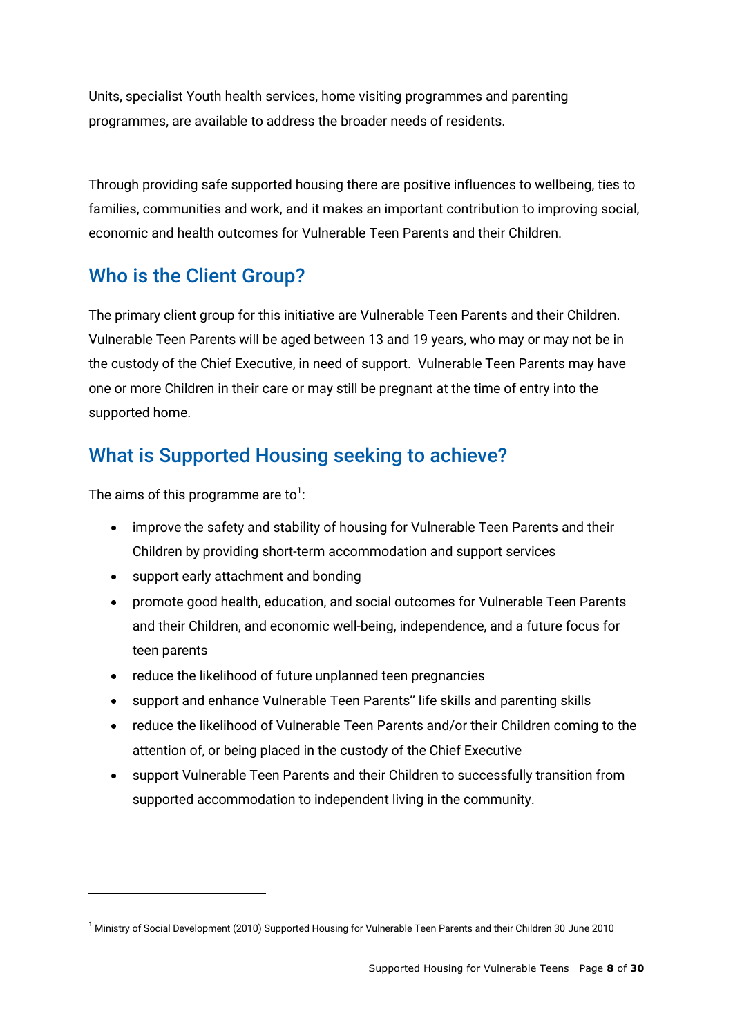Units, specialist Youth health services, home visiting programmes and parenting programmes, are available to address the broader needs of residents.

Through providing safe supported housing there are positive influences to wellbeing, ties to families, communities and work, and it makes an important contribution to improving social, economic and health outcomes for Vulnerable Teen Parents and their Children.

## Who is the Client Group?

The primary client group for this initiative are Vulnerable Teen Parents and their Children. Vulnerable Teen Parents will be aged between 13 and 19 years, who may or may not be in the custody of the Chief Executive, in need of support. Vulnerable Teen Parents may have one or more Children in their care or may still be pregnant at the time of entry into the supported home.

## What is Supported Housing seeking to achieve?

The aims of this programme are to[1]:

- improve the safety and stability of housing for Vulnerable Teen Parents and their Children by providing short-term accommodation and support services
- support early attachment and bonding
- promote good health, education, and social outcomes for Vulnerable Teen Parents and their Children, and economic well-being, independence, and a future focus for teen parents
- reduce the likelihood of future unplanned teen pregnancies
- support and enhance Vulnerable Teen Parents" life skills and parenting skills
- reduce the likelihood of Vulnerable Teen Parents and/or their Children coming to the attention of, or being placed in the custody of the Chief Executive
- support Vulnerable Teen Parents and their Children to successfully transition from supported accommodation to independent living in the community.

---

[1] Ministry of Social Development (2010) Supported Housing for Vulnerable Teen Parents and their Children 30 June 2010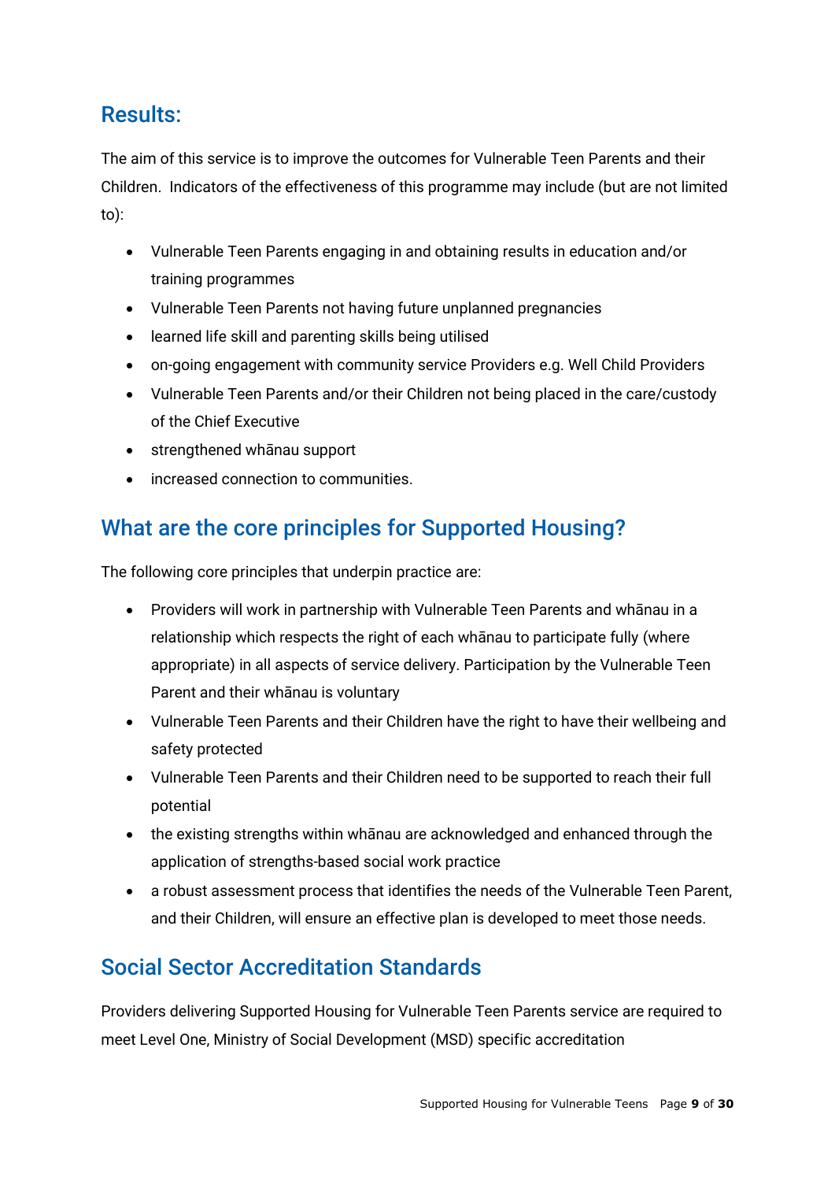## Results:

The aim of this service is to improve the outcomes for Vulnerable Teen Parents and their Children.  Indicators of the effectiveness of this programme may include (but are not limited to):

- Vulnerable Teen Parents engaging in and obtaining results in education and/or training programmes
- Vulnerable Teen Parents not having future unplanned pregnancies
- learned life skill and parenting skills being utilised
- on-going engagement with community service Providers e.g. Well Child Providers
- Vulnerable Teen Parents and/or their Children not being placed in the care/custody of the Chief Executive
- strengthened whānau support
- increased connection to communities.

## What are the core principles for Supported Housing?

The following core principles that underpin practice are:

- Providers will work in partnership with Vulnerable Teen Parents and whānau in a relationship which respects the right of each whānau to participate fully (where appropriate) in all aspects of service delivery. Participation by the Vulnerable Teen Parent and their whānau is voluntary
- Vulnerable Teen Parents and their Children have the right to have their wellbeing and safety protected
- Vulnerable Teen Parents and their Children need to be supported to reach their full potential
- the existing strengths within whānau are acknowledged and enhanced through the application of strengths-based social work practice
- a robust assessment process that identifies the needs of the Vulnerable Teen Parent, and their Children, will ensure an effective plan is developed to meet those needs.

## Social Sector Accreditation Standards

Providers delivering Supported Housing for Vulnerable Teen Parents service are required to meet Level One, Ministry of Social Development (MSD) specific accreditation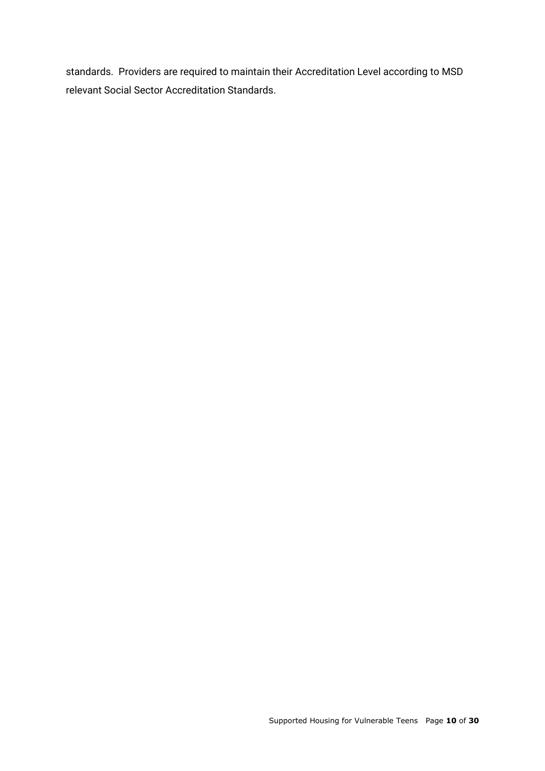standards. Providers are required to maintain their Accreditation Level according to MSD relevant Social Sector Accreditation Standards.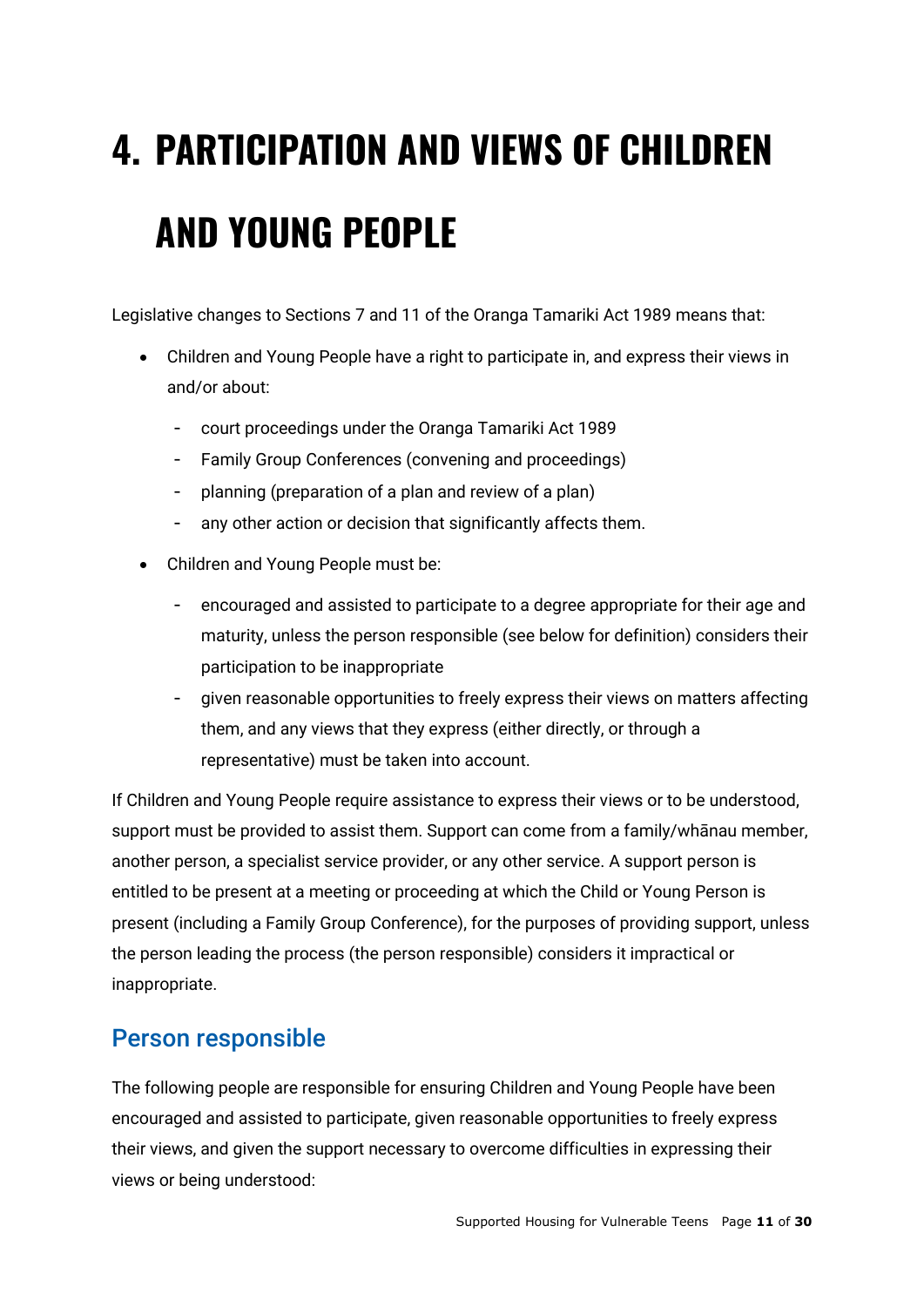# 4. PARTICIPATION AND VIEWS OF CHILDREN AND YOUNG PEOPLE

Legislative changes to Sections 7 and 11 of the Oranga Tamariki Act 1989 means that:

- Children and Young People have a right to participate in, and express their views in and/or about:
    - court proceedings under the Oranga Tamariki Act 1989
    - Family Group Conferences (convening and proceedings)
    - planning (preparation of a plan and review of a plan)
    - any other action or decision that significantly affects them.
- Children and Young People must be:
    - encouraged and assisted to participate to a degree appropriate for their age and maturity, unless the person responsible (see below for definition) considers their participation to be inappropriate
    - given reasonable opportunities to freely express their views on matters affecting them, and any views that they express (either directly, or through a representative) must be taken into account.

If Children and Young People require assistance to express their views or to be understood, support must be provided to assist them. Support can come from a family/whānau member, another person, a specialist service provider, or any other service. A support person is entitled to be present at a meeting or proceeding at which the Child or Young Person is present (including a Family Group Conference), for the purposes of providing support, unless the person leading the process (the person responsible) considers it impractical or inappropriate.

## Person responsible

The following people are responsible for ensuring Children and Young People have been encouraged and assisted to participate, given reasonable opportunities to freely express their views, and given the support necessary to overcome difficulties in expressing their views or being understood: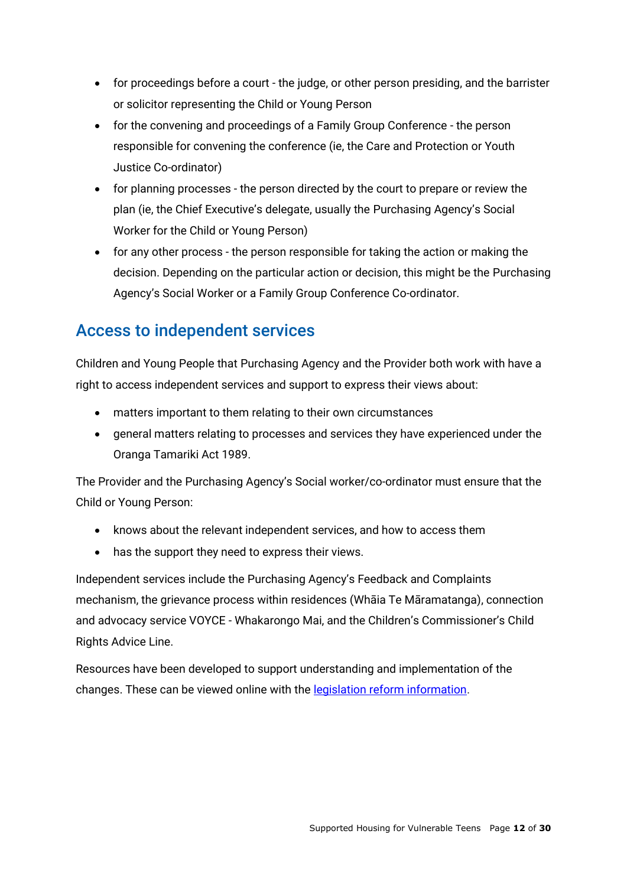- for proceedings before a court - the judge, or other person presiding, and the barrister or solicitor representing the Child or Young Person
- for the convening and proceedings of a Family Group Conference - the person responsible for convening the conference (ie, the Care and Protection or Youth Justice Co-ordinator)
- for planning processes - the person directed by the court to prepare or review the plan (ie, the Chief Executive's delegate, usually the Purchasing Agency's Social Worker for the Child or Young Person)
- for any other process - the person responsible for taking the action or making the decision. Depending on the particular action or decision, this might be the Purchasing Agency's Social Worker or a Family Group Conference Co-ordinator.

## Access to independent services

Children and Young People that Purchasing Agency and the Provider both work with have a right to access independent services and support to express their views about:

- matters important to them relating to their own circumstances
- general matters relating to processes and services they have experienced under the Oranga Tamariki Act 1989.

The Provider and the Purchasing Agency's Social worker/co-ordinator must ensure that the Child or Young Person:

- knows about the relevant independent services, and how to access them
- has the support they need to express their views.

Independent services include the Purchasing Agency's Feedback and Complaints mechanism, the grievance process within residences (Whāia Te Māramatanga), connection and advocacy service VOYCE - Whakarongo Mai, and the Children's Commissioner's Child Rights Advice Line.

Resources have been developed to support understanding and implementation of the changes. These can be viewed online with the legislation reform information.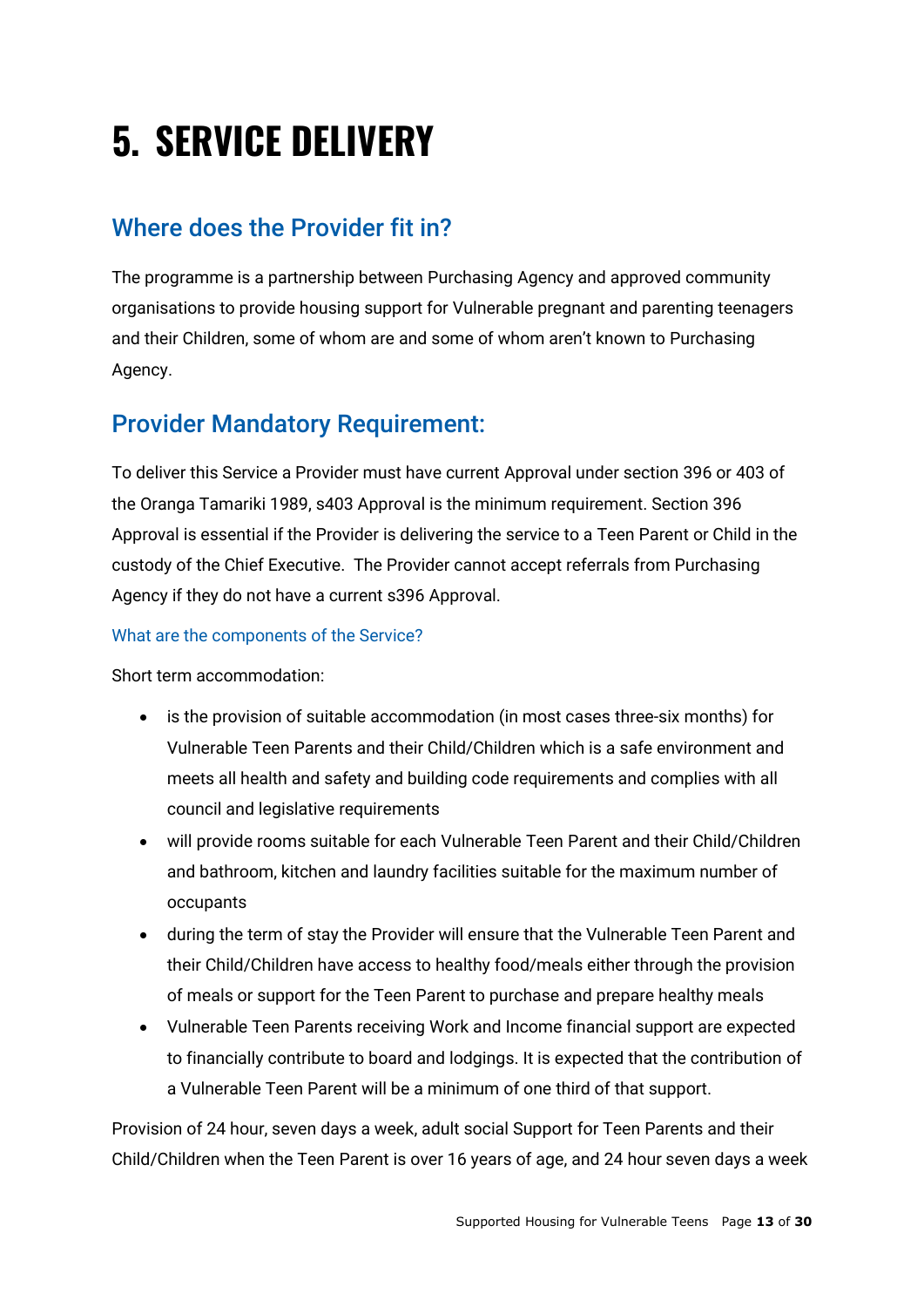# 5. SERVICE DELIVERY

## Where does the Provider fit in?

The programme is a partnership between Purchasing Agency and approved community organisations to provide housing support for Vulnerable pregnant and parenting teenagers and their Children, some of whom are and some of whom aren't known to Purchasing Agency.

## Provider Mandatory Requirement:

To deliver this Service a Provider must have current Approval under section 396 or 403 of the Oranga Tamariki 1989, s403 Approval is the minimum requirement. Section 396 Approval is essential if the Provider is delivering the service to a Teen Parent or Child in the custody of the Chief Executive. The Provider cannot accept referrals from Purchasing Agency if they do not have a current s396 Approval.

### What are the components of the Service?

Short term accommodation:

- is the provision of suitable accommodation (in most cases three-six months) for Vulnerable Teen Parents and their Child/Children which is a safe environment and meets all health and safety and building code requirements and complies with all council and legislative requirements
- will provide rooms suitable for each Vulnerable Teen Parent and their Child/Children and bathroom, kitchen and laundry facilities suitable for the maximum number of occupants
- during the term of stay the Provider will ensure that the Vulnerable Teen Parent and their Child/Children have access to healthy food/meals either through the provision of meals or support for the Teen Parent to purchase and prepare healthy meals
- Vulnerable Teen Parents receiving Work and Income financial support are expected to financially contribute to board and lodgings. It is expected that the contribution of a Vulnerable Teen Parent will be a minimum of one third of that support.

Provision of 24 hour, seven days a week, adult social Support for Teen Parents and their Child/Children when the Teen Parent is over 16 years of age, and 24 hour seven days a week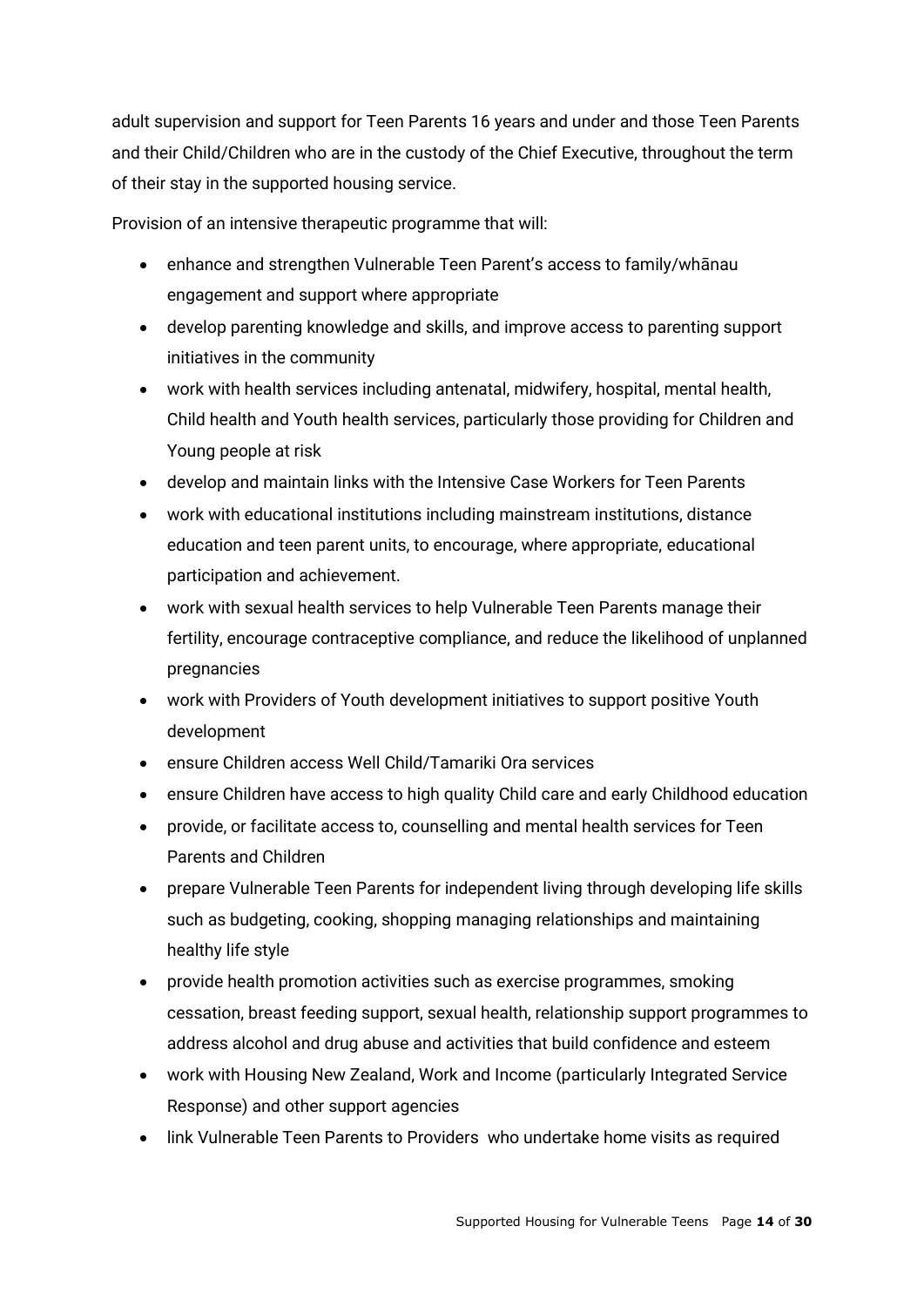adult supervision and support for Teen Parents 16 years and under and those Teen Parents and their Child/Children who are in the custody of the Chief Executive, throughout the term of their stay in the supported housing service.

Provision of an intensive therapeutic programme that will:

- enhance and strengthen Vulnerable Teen Parent's access to family/whānau engagement and support where appropriate
- develop parenting knowledge and skills, and improve access to parenting support initiatives in the community
- work with health services including antenatal, midwifery, hospital, mental health, Child health and Youth health services, particularly those providing for Children and Young people at risk
- develop and maintain links with the Intensive Case Workers for Teen Parents
- work with educational institutions including mainstream institutions, distance education and teen parent units, to encourage, where appropriate, educational participation and achievement.
- work with sexual health services to help Vulnerable Teen Parents manage their fertility, encourage contraceptive compliance, and reduce the likelihood of unplanned pregnancies
- work with Providers of Youth development initiatives to support positive Youth development
- ensure Children access Well Child/Tamariki Ora services
- ensure Children have access to high quality Child care and early Childhood education
- provide, or facilitate access to, counselling and mental health services for Teen Parents and Children
- prepare Vulnerable Teen Parents for independent living through developing life skills such as budgeting, cooking, shopping managing relationships and maintaining healthy life style
- provide health promotion activities such as exercise programmes, smoking cessation, breast feeding support, sexual health, relationship support programmes to address alcohol and drug abuse and activities that build confidence and esteem
- work with Housing New Zealand, Work and Income (particularly Integrated Service Response) and other support agencies
- link Vulnerable Teen Parents to Providers who undertake home visits as required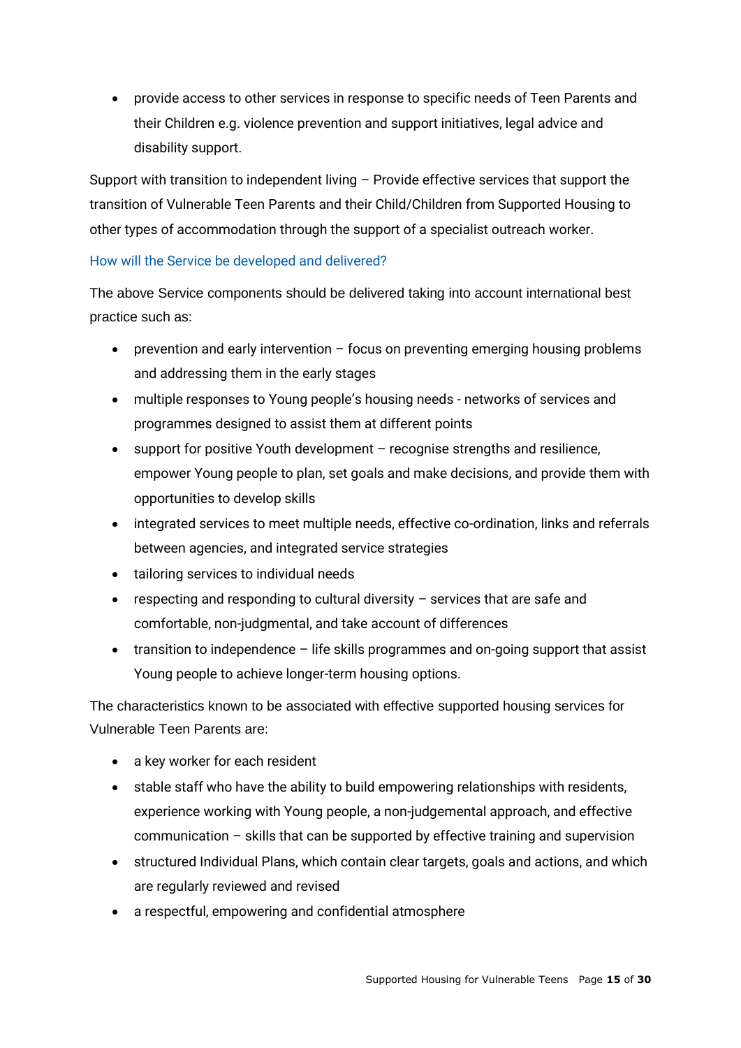- provide access to other services in response to specific needs of Teen Parents and their Children e.g. violence prevention and support initiatives, legal advice and disability support.

Support with transition to independent living – Provide effective services that support the transition of Vulnerable Teen Parents and their Child/Children from Supported Housing to other types of accommodation through the support of a specialist outreach worker.

### How will the Service be developed and delivered?

The above Service components should be delivered taking into account international best practice such as:

- prevention and early intervention – focus on preventing emerging housing problems and addressing them in the early stages
- multiple responses to Young people's housing needs - networks of services and programmes designed to assist them at different points
- support for positive Youth development – recognise strengths and resilience, empower Young people to plan, set goals and make decisions, and provide them with opportunities to develop skills
- integrated services to meet multiple needs, effective co-ordination, links and referrals between agencies, and integrated service strategies
- tailoring services to individual needs
- respecting and responding to cultural diversity – services that are safe and comfortable, non-judgmental, and take account of differences
- transition to independence – life skills programmes and on-going support that assist Young people to achieve longer-term housing options.

The characteristics known to be associated with effective supported housing services for Vulnerable Teen Parents are:

- a key worker for each resident
- stable staff who have the ability to build empowering relationships with residents, experience working with Young people, a non-judgemental approach, and effective communication – skills that can be supported by effective training and supervision
- structured Individual Plans, which contain clear targets, goals and actions, and which are regularly reviewed and revised
- a respectful, empowering and confidential atmosphere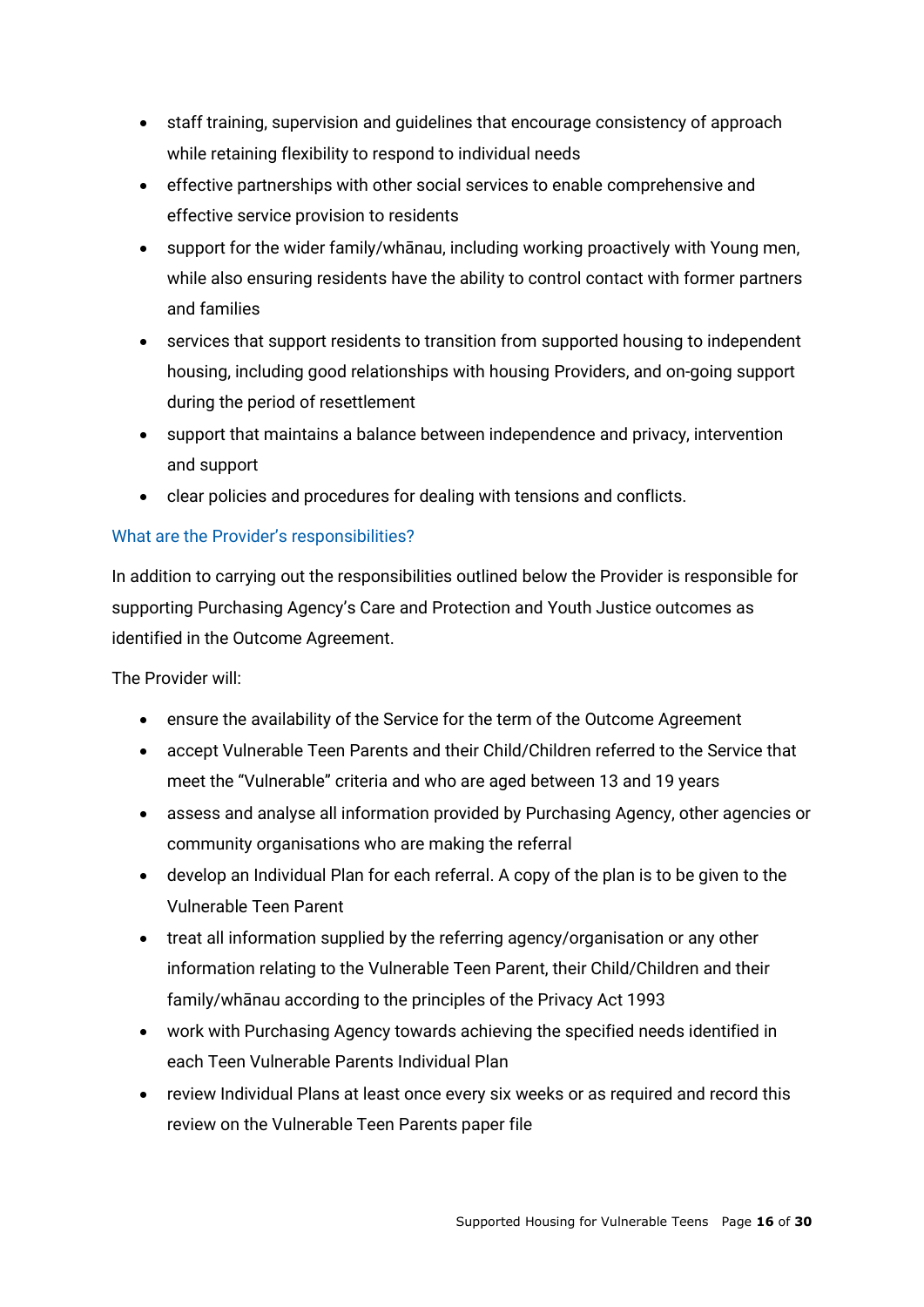- staff training, supervision and guidelines that encourage consistency of approach while retaining flexibility to respond to individual needs
- effective partnerships with other social services to enable comprehensive and effective service provision to residents
- support for the wider family/whānau, including working proactively with Young men, while also ensuring residents have the ability to control contact with former partners and families
- services that support residents to transition from supported housing to independent housing, including good relationships with housing Providers, and on-going support during the period of resettlement
- support that maintains a balance between independence and privacy, intervention and support
- clear policies and procedures for dealing with tensions and conflicts.

### What are the Provider's responsibilities?

In addition to carrying out the responsibilities outlined below the Provider is responsible for supporting Purchasing Agency's Care and Protection and Youth Justice outcomes as identified in the Outcome Agreement.

The Provider will:

- ensure the availability of the Service for the term of the Outcome Agreement
- accept Vulnerable Teen Parents and their Child/Children referred to the Service that meet the "Vulnerable" criteria and who are aged between 13 and 19 years
- assess and analyse all information provided by Purchasing Agency, other agencies or community organisations who are making the referral
- develop an Individual Plan for each referral. A copy of the plan is to be given to the Vulnerable Teen Parent
- treat all information supplied by the referring agency/organisation or any other information relating to the Vulnerable Teen Parent, their Child/Children and their family/whānau according to the principles of the Privacy Act 1993
- work with Purchasing Agency towards achieving the specified needs identified in each Teen Vulnerable Parents Individual Plan
- review Individual Plans at least once every six weeks or as required and record this review on the Vulnerable Teen Parents paper file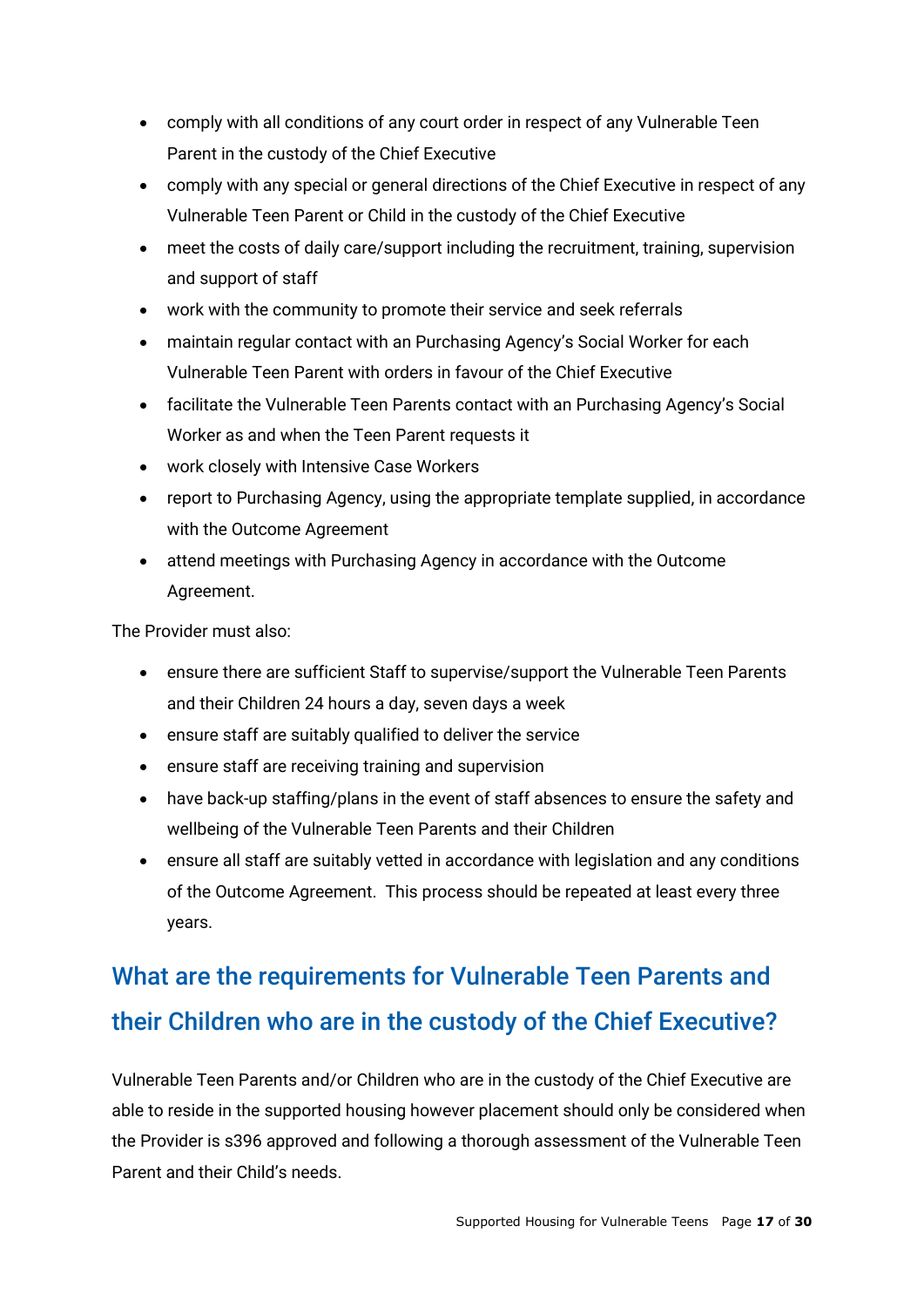- comply with all conditions of any court order in respect of any Vulnerable Teen Parent in the custody of the Chief Executive
- comply with any special or general directions of the Chief Executive in respect of any Vulnerable Teen Parent or Child in the custody of the Chief Executive
- meet the costs of daily care/support including the recruitment, training, supervision and support of staff
- work with the community to promote their service and seek referrals
- maintain regular contact with an Purchasing Agency's Social Worker for each Vulnerable Teen Parent with orders in favour of the Chief Executive
- facilitate the Vulnerable Teen Parents contact with an Purchasing Agency's Social Worker as and when the Teen Parent requests it
- work closely with Intensive Case Workers
- report to Purchasing Agency, using the appropriate template supplied, in accordance with the Outcome Agreement
- attend meetings with Purchasing Agency in accordance with the Outcome Agreement.

The Provider must also:

- ensure there are sufficient Staff to supervise/support the Vulnerable Teen Parents and their Children 24 hours a day, seven days a week
- ensure staff are suitably qualified to deliver the service
- ensure staff are receiving training and supervision
- have back-up staffing/plans in the event of staff absences to ensure the safety and wellbeing of the Vulnerable Teen Parents and their Children
- ensure all staff are suitably vetted in accordance with legislation and any conditions of the Outcome Agreement. This process should be repeated at least every three years.

## What are the requirements for Vulnerable Teen Parents and their Children who are in the custody of the Chief Executive?

Vulnerable Teen Parents and/or Children who are in the custody of the Chief Executive are able to reside in the supported housing however placement should only be considered when the Provider is s396 approved and following a thorough assessment of the Vulnerable Teen Parent and their Child's needs.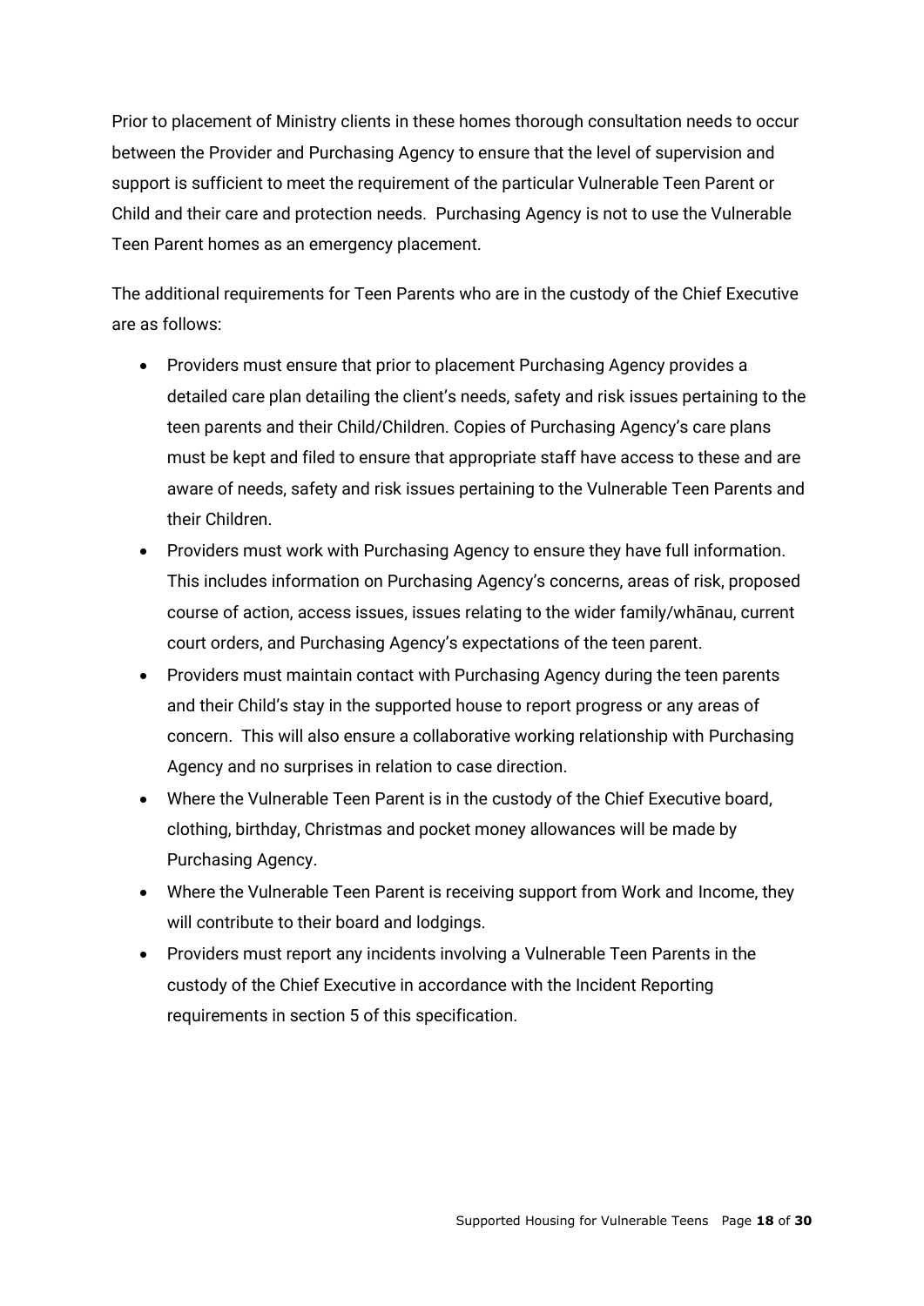Prior to placement of Ministry clients in these homes thorough consultation needs to occur between the Provider and Purchasing Agency to ensure that the level of supervision and support is sufficient to meet the requirement of the particular Vulnerable Teen Parent or Child and their care and protection needs.  Purchasing Agency is not to use the Vulnerable Teen Parent homes as an emergency placement.

The additional requirements for Teen Parents who are in the custody of the Chief Executive are as follows:

- Providers must ensure that prior to placement Purchasing Agency provides a detailed care plan detailing the client's needs, safety and risk issues pertaining to the teen parents and their Child/Children. Copies of Purchasing Agency's care plans must be kept and filed to ensure that appropriate staff have access to these and are aware of needs, safety and risk issues pertaining to the Vulnerable Teen Parents and their Children.
- Providers must work with Purchasing Agency to ensure they have full information. This includes information on Purchasing Agency's concerns, areas of risk, proposed course of action, access issues, issues relating to the wider family/whānau, current court orders, and Purchasing Agency's expectations of the teen parent.
- Providers must maintain contact with Purchasing Agency during the teen parents and their Child's stay in the supported house to report progress or any areas of concern.  This will also ensure a collaborative working relationship with Purchasing Agency and no surprises in relation to case direction.
- Where the Vulnerable Teen Parent is in the custody of the Chief Executive board, clothing, birthday, Christmas and pocket money allowances will be made by Purchasing Agency.
- Where the Vulnerable Teen Parent is receiving support from Work and Income, they will contribute to their board and lodgings.
- Providers must report any incidents involving a Vulnerable Teen Parents in the custody of the Chief Executive in accordance with the Incident Reporting requirements in section 5 of this specification.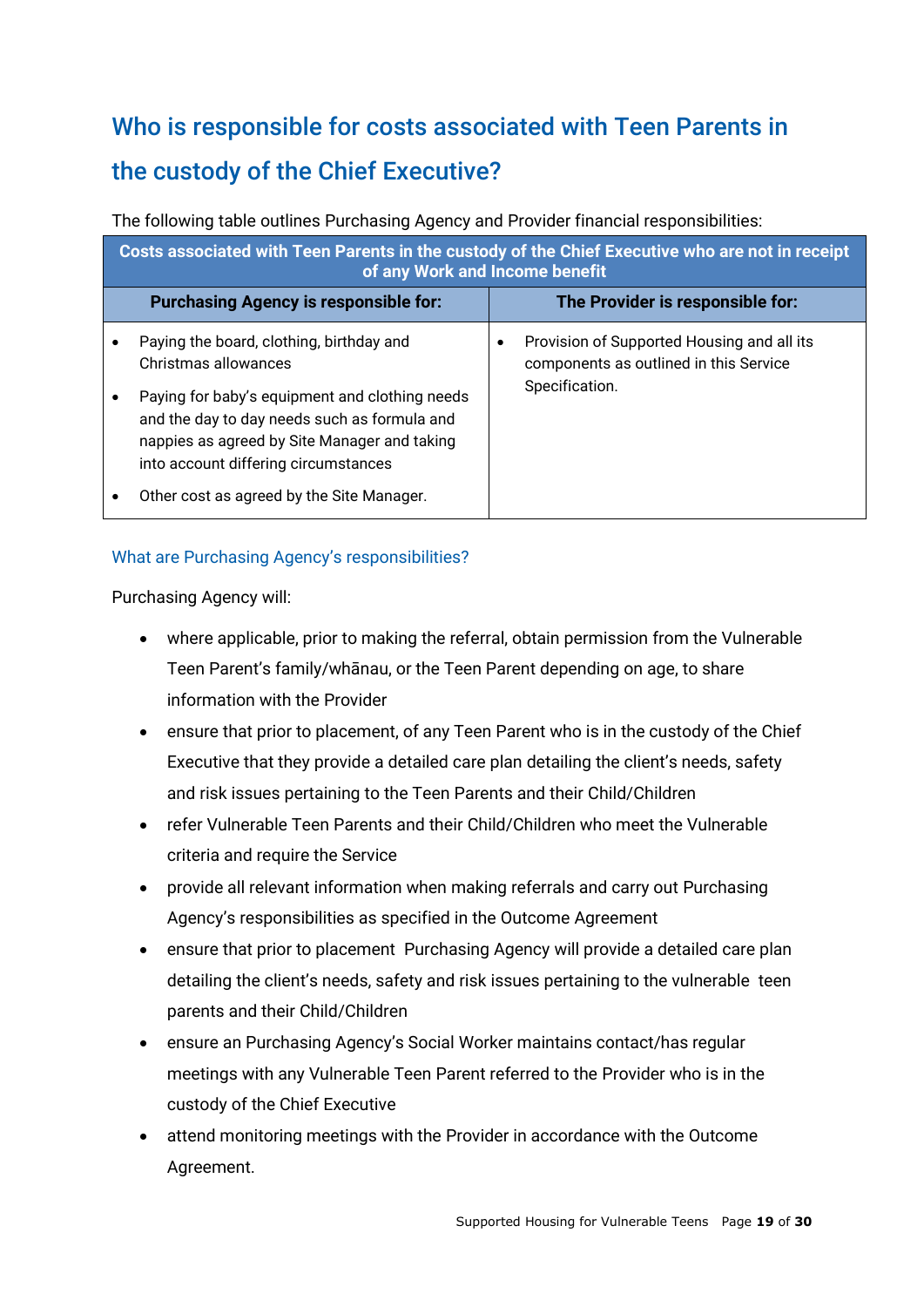## Who is responsible for costs associated with Teen Parents in the custody of the Chief Executive?

The following table outlines Purchasing Agency and Provider financial responsibilities:

| Costs associated with Teen Parents in the custody of the Chief Executive who are not in receipt of any Work and Income benefit | |
|---|---|
| **Purchasing Agency is responsible for:** | **The Provider is responsible for:** |
| • Paying the board, clothing, birthday and Christmas allowances<br>• Paying for baby's equipment and clothing needs and the day to day needs such as formula and nappies as agreed by Site Manager and taking into account differing circumstances<br>• Other cost as agreed by the Site Manager. | • Provision of Supported Housing and all its components as outlined in this Service Specification. |

### What are Purchasing Agency's responsibilities?

Purchasing Agency will:

- where applicable, prior to making the referral, obtain permission from the Vulnerable Teen Parent's family/whānau, or the Teen Parent depending on age, to share information with the Provider
- ensure that prior to placement, of any Teen Parent who is in the custody of the Chief Executive that they provide a detailed care plan detailing the client's needs, safety and risk issues pertaining to the Teen Parents and their Child/Children
- refer Vulnerable Teen Parents and their Child/Children who meet the Vulnerable criteria and require the Service
- provide all relevant information when making referrals and carry out Purchasing Agency's responsibilities as specified in the Outcome Agreement
- ensure that prior to placement Purchasing Agency will provide a detailed care plan detailing the client's needs, safety and risk issues pertaining to the vulnerable teen parents and their Child/Children
- ensure an Purchasing Agency's Social Worker maintains contact/has regular meetings with any Vulnerable Teen Parent referred to the Provider who is in the custody of the Chief Executive
- attend monitoring meetings with the Provider in accordance with the Outcome Agreement.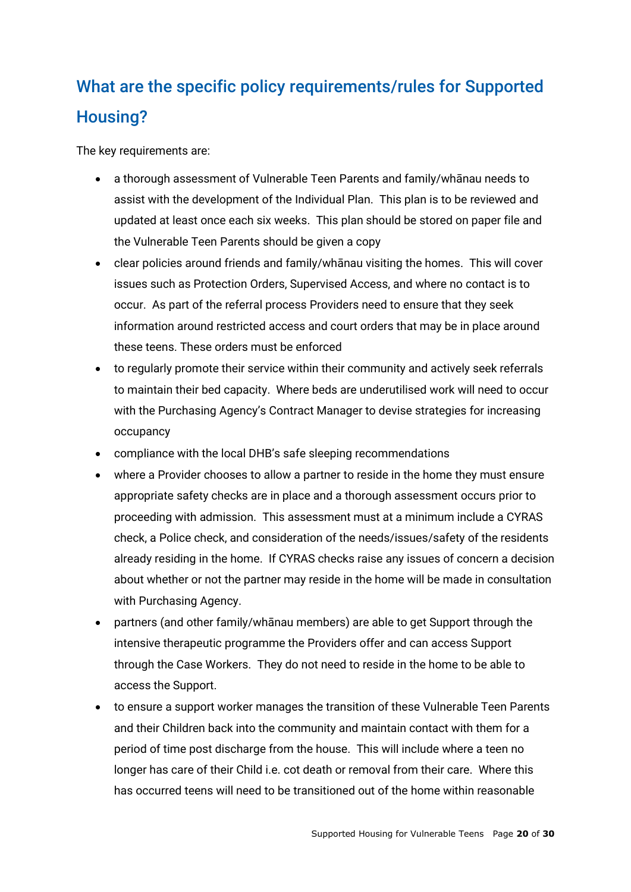## What are the specific policy requirements/rules for Supported Housing?

The key requirements are:

- a thorough assessment of Vulnerable Teen Parents and family/whānau needs to assist with the development of the Individual Plan. This plan is to be reviewed and updated at least once each six weeks. This plan should be stored on paper file and the Vulnerable Teen Parents should be given a copy
- clear policies around friends and family/whānau visiting the homes. This will cover issues such as Protection Orders, Supervised Access, and where no contact is to occur. As part of the referral process Providers need to ensure that they seek information around restricted access and court orders that may be in place around these teens. These orders must be enforced
- to regularly promote their service within their community and actively seek referrals to maintain their bed capacity. Where beds are underutilised work will need to occur with the Purchasing Agency's Contract Manager to devise strategies for increasing occupancy
- compliance with the local DHB's safe sleeping recommendations
- where a Provider chooses to allow a partner to reside in the home they must ensure appropriate safety checks are in place and a thorough assessment occurs prior to proceeding with admission. This assessment must at a minimum include a CYRAS check, a Police check, and consideration of the needs/issues/safety of the residents already residing in the home. If CYRAS checks raise any issues of concern a decision about whether or not the partner may reside in the home will be made in consultation with Purchasing Agency.
- partners (and other family/whānau members) are able to get Support through the intensive therapeutic programme the Providers offer and can access Support through the Case Workers. They do not need to reside in the home to be able to access the Support.
- to ensure a support worker manages the transition of these Vulnerable Teen Parents and their Children back into the community and maintain contact with them for a period of time post discharge from the house. This will include where a teen no longer has care of their Child i.e. cot death or removal from their care. Where this has occurred teens will need to be transitioned out of the home within reasonable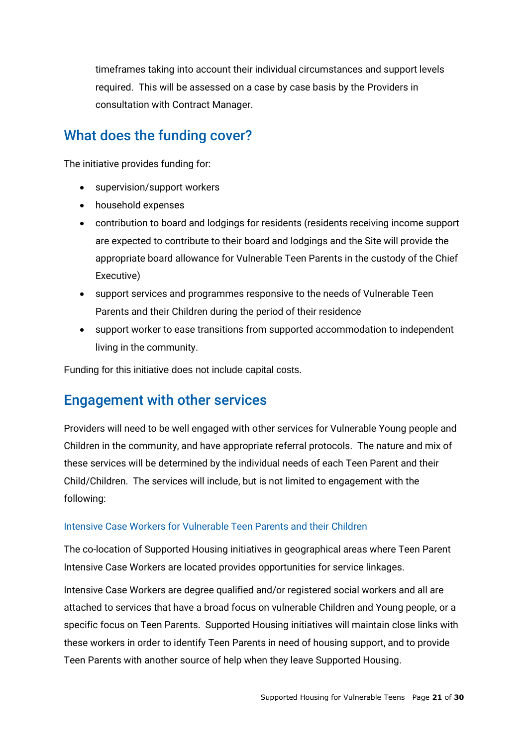timeframes taking into account their individual circumstances and support levels required. This will be assessed on a case by case basis by the Providers in consultation with Contract Manager.

## What does the funding cover?

The initiative provides funding for:

- supervision/support workers
- household expenses
- contribution to board and lodgings for residents (residents receiving income support are expected to contribute to their board and lodgings and the Site will provide the appropriate board allowance for Vulnerable Teen Parents in the custody of the Chief Executive)
- support services and programmes responsive to the needs of Vulnerable Teen Parents and their Children during the period of their residence
- support worker to ease transitions from supported accommodation to independent living in the community.

Funding for this initiative does not include capital costs.

## Engagement with other services

Providers will need to be well engaged with other services for Vulnerable Young people and Children in the community, and have appropriate referral protocols. The nature and mix of these services will be determined by the individual needs of each Teen Parent and their Child/Children. The services will include, but is not limited to engagement with the following:

### Intensive Case Workers for Vulnerable Teen Parents and their Children

The co-location of Supported Housing initiatives in geographical areas where Teen Parent Intensive Case Workers are located provides opportunities for service linkages.

Intensive Case Workers are degree qualified and/or registered social workers and all are attached to services that have a broad focus on vulnerable Children and Young people, or a specific focus on Teen Parents. Supported Housing initiatives will maintain close links with these workers in order to identify Teen Parents in need of housing support, and to provide Teen Parents with another source of help when they leave Supported Housing.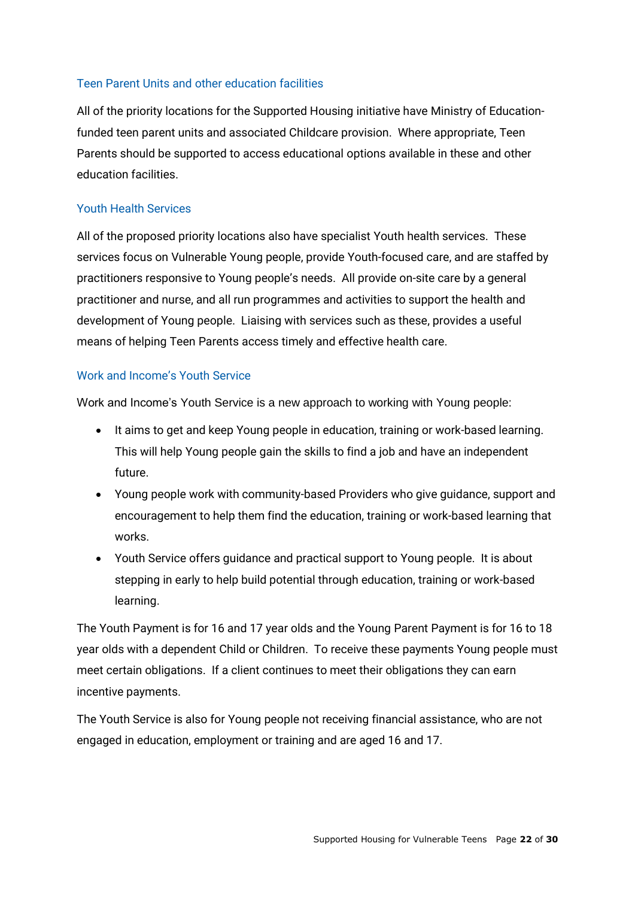### Teen Parent Units and other education facilities

All of the priority locations for the Supported Housing initiative have Ministry of Education-funded teen parent units and associated Childcare provision. Where appropriate, Teen Parents should be supported to access educational options available in these and other education facilities.

### Youth Health Services

All of the proposed priority locations also have specialist Youth health services. These services focus on Vulnerable Young people, provide Youth-focused care, and are staffed by practitioners responsive to Young people's needs. All provide on-site care by a general practitioner and nurse, and all run programmes and activities to support the health and development of Young people. Liaising with services such as these, provides a useful means of helping Teen Parents access timely and effective health care.

### Work and Income's Youth Service

Work and Income's Youth Service is a new approach to working with Young people:

- It aims to get and keep Young people in education, training or work-based learning. This will help Young people gain the skills to find a job and have an independent future.
- Young people work with community-based Providers who give guidance, support and encouragement to help them find the education, training or work-based learning that works.
- Youth Service offers guidance and practical support to Young people. It is about stepping in early to help build potential through education, training or work-based learning.

The Youth Payment is for 16 and 17 year olds and the Young Parent Payment is for 16 to 18 year olds with a dependent Child or Children. To receive these payments Young people must meet certain obligations. If a client continues to meet their obligations they can earn incentive payments.

The Youth Service is also for Young people not receiving financial assistance, who are not engaged in education, employment or training and are aged 16 and 17.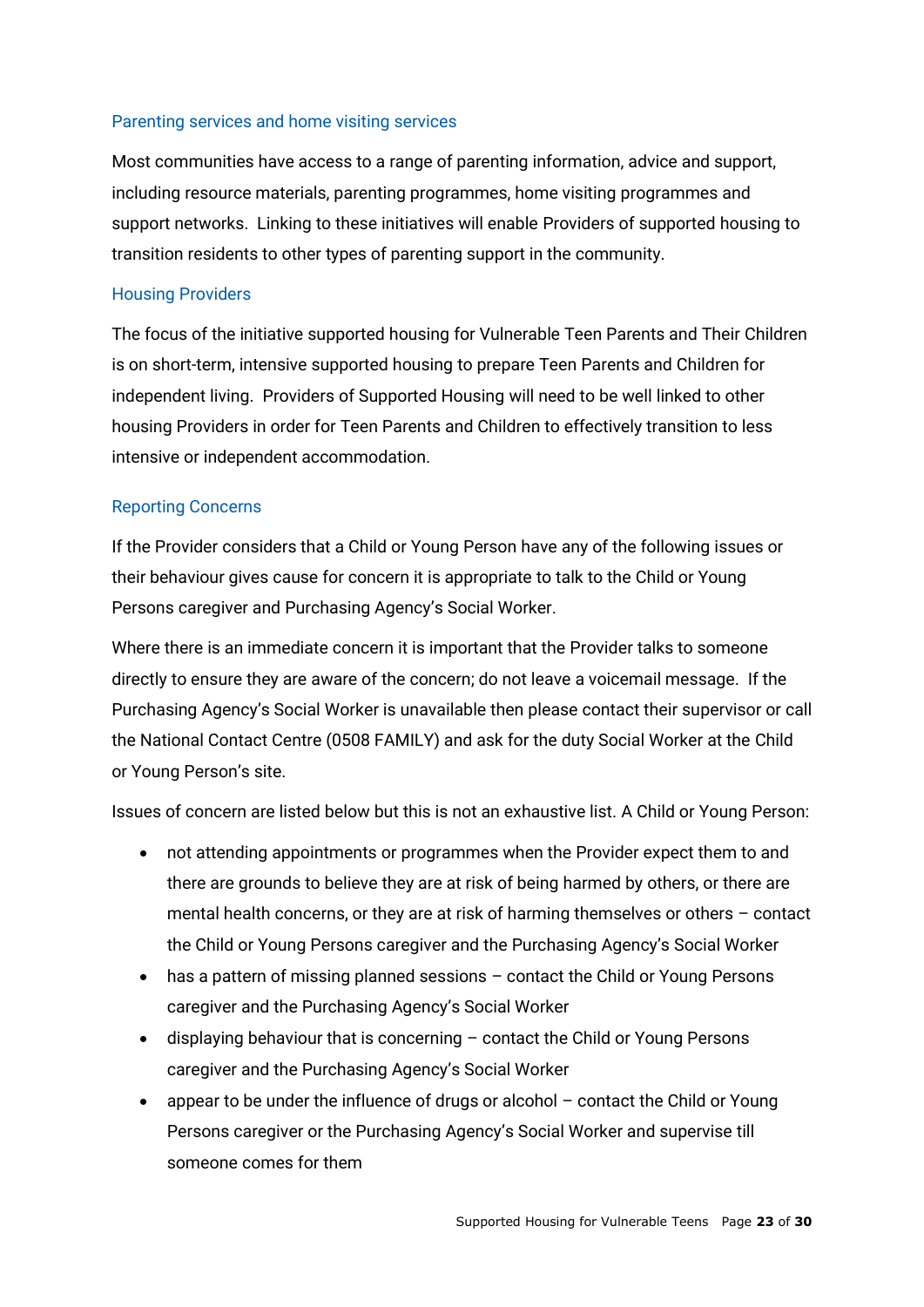### Parenting services and home visiting services

Most communities have access to a range of parenting information, advice and support, including resource materials, parenting programmes, home visiting programmes and support networks. Linking to these initiatives will enable Providers of supported housing to transition residents to other types of parenting support in the community.

### Housing Providers

The focus of the initiative supported housing for Vulnerable Teen Parents and Their Children is on short-term, intensive supported housing to prepare Teen Parents and Children for independent living. Providers of Supported Housing will need to be well linked to other housing Providers in order for Teen Parents and Children to effectively transition to less intensive or independent accommodation.

### Reporting Concerns

If the Provider considers that a Child or Young Person have any of the following issues or their behaviour gives cause for concern it is appropriate to talk to the Child or Young Persons caregiver and Purchasing Agency's Social Worker.

Where there is an immediate concern it is important that the Provider talks to someone directly to ensure they are aware of the concern; do not leave a voicemail message. If the Purchasing Agency's Social Worker is unavailable then please contact their supervisor or call the National Contact Centre (0508 FAMILY) and ask for the duty Social Worker at the Child or Young Person's site.

Issues of concern are listed below but this is not an exhaustive list. A Child or Young Person:

- not attending appointments or programmes when the Provider expect them to and there are grounds to believe they are at risk of being harmed by others, or there are mental health concerns, or they are at risk of harming themselves or others – contact the Child or Young Persons caregiver and the Purchasing Agency's Social Worker
- has a pattern of missing planned sessions – contact the Child or Young Persons caregiver and the Purchasing Agency's Social Worker
- displaying behaviour that is concerning – contact the Child or Young Persons caregiver and the Purchasing Agency's Social Worker
- appear to be under the influence of drugs or alcohol – contact the Child or Young Persons caregiver or the Purchasing Agency's Social Worker and supervise till someone comes for them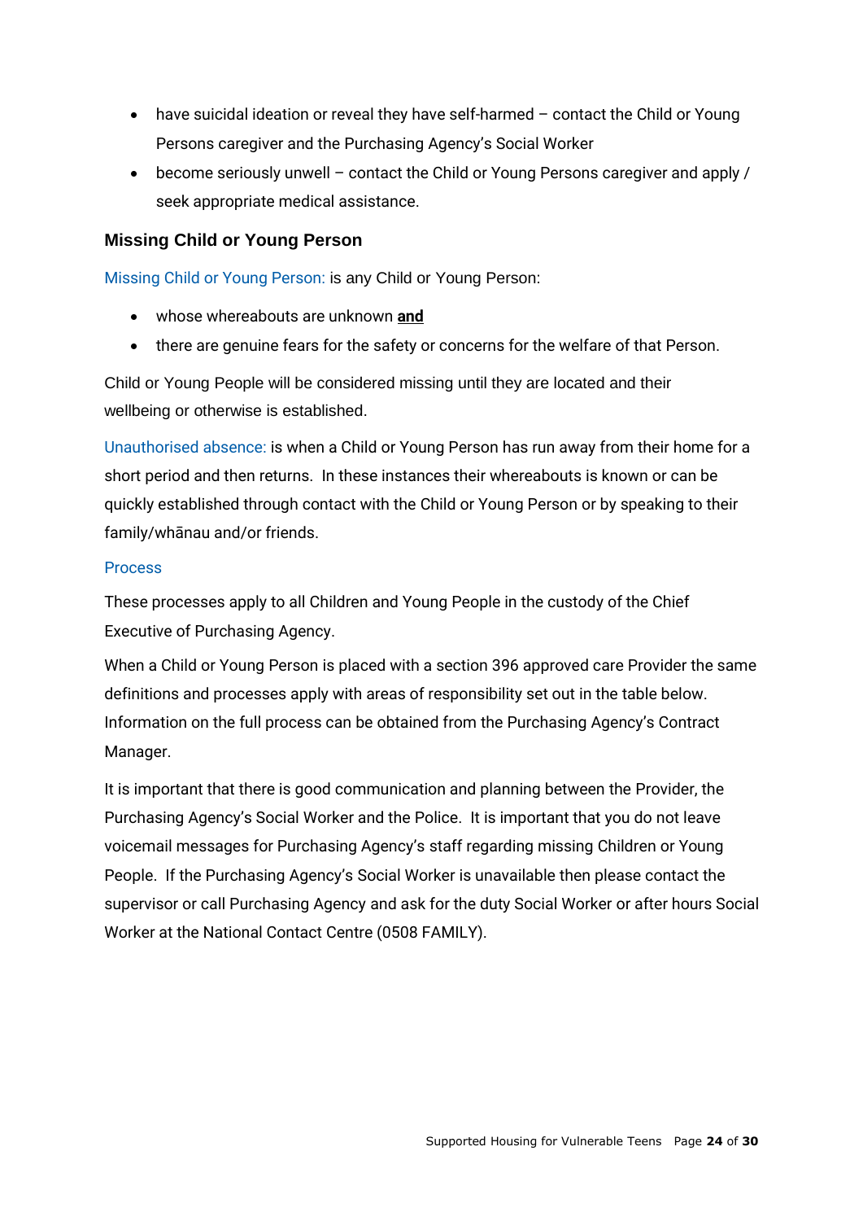- have suicidal ideation or reveal they have self-harmed – contact the Child or Young Persons caregiver and the Purchasing Agency's Social Worker
- become seriously unwell – contact the Child or Young Persons caregiver and apply / seek appropriate medical assistance.

### Missing Child or Young Person

Missing Child or Young Person: is any Child or Young Person:

- whose whereabouts are unknown **and**
- there are genuine fears for the safety or concerns for the welfare of that Person.

Child or Young People will be considered missing until they are located and their wellbeing or otherwise is established.

Unauthorised absence: is when a Child or Young Person has run away from their home for a short period and then returns. In these instances their whereabouts is known or can be quickly established through contact with the Child or Young Person or by speaking to their family/whānau and/or friends.

#### Process

These processes apply to all Children and Young People in the custody of the Chief Executive of Purchasing Agency.

When a Child or Young Person is placed with a section 396 approved care Provider the same definitions and processes apply with areas of responsibility set out in the table below. Information on the full process can be obtained from the Purchasing Agency's Contract Manager.

It is important that there is good communication and planning between the Provider, the Purchasing Agency's Social Worker and the Police. It is important that you do not leave voicemail messages for Purchasing Agency's staff regarding missing Children or Young People. If the Purchasing Agency's Social Worker is unavailable then please contact the supervisor or call Purchasing Agency and ask for the duty Social Worker or after hours Social Worker at the National Contact Centre (0508 FAMILY).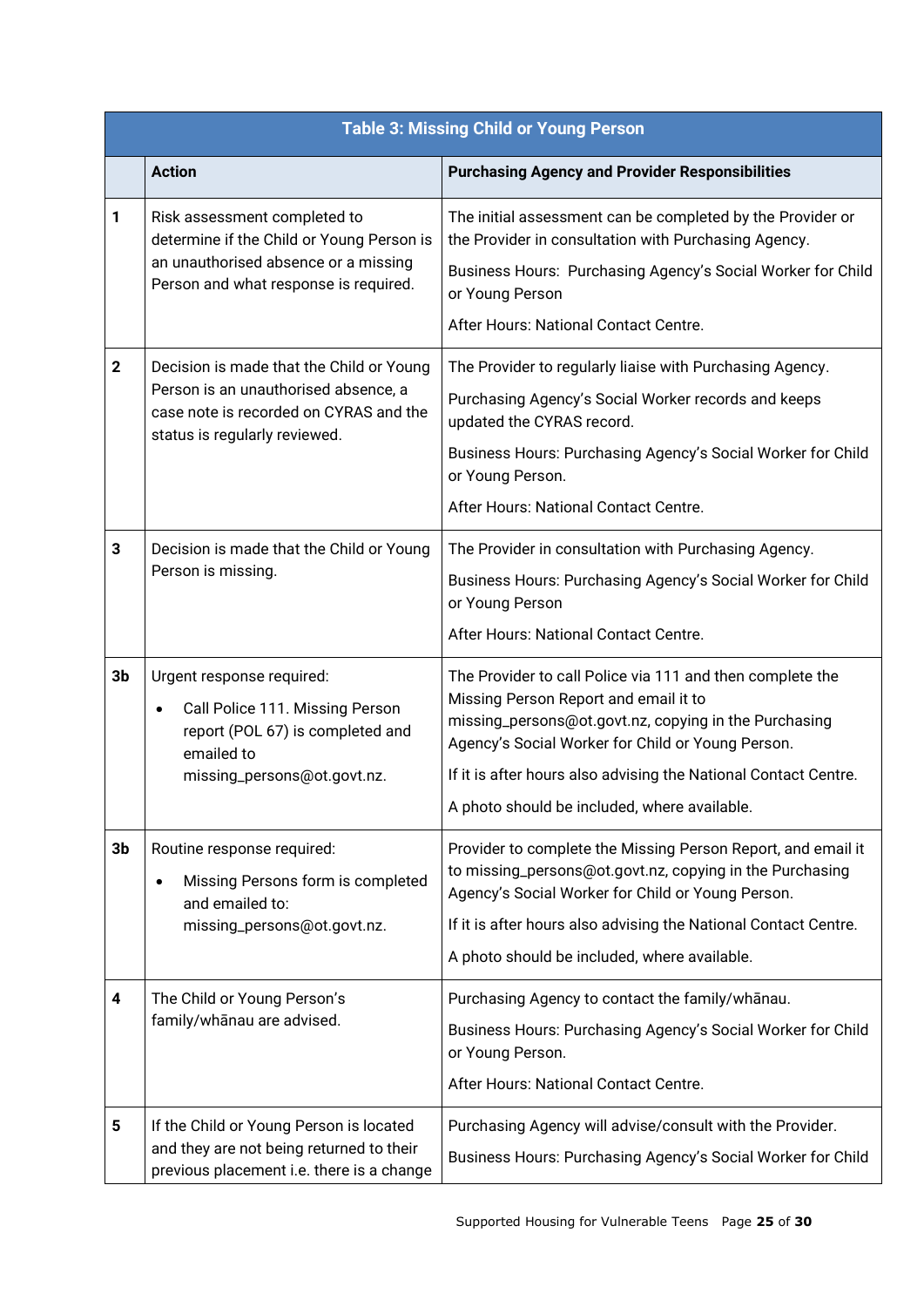| Table 3: Missing Child or Young Person | | |
|---|---|---|
| | **Action** | **Purchasing Agency and Provider Responsibilities** |
| **1** | Risk assessment completed to determine if the Child or Young Person is an unauthorised absence or a missing Person and what response is required. | The initial assessment can be completed by the Provider or the Provider in consultation with Purchasing Agency.<br><br>Business Hours: Purchasing Agency's Social Worker for Child or Young Person<br><br>After Hours: National Contact Centre. |
| **2** | Decision is made that the Child or Young Person is an unauthorised absence, a case note is recorded on CYRAS and the status is regularly reviewed. | The Provider to regularly liaise with Purchasing Agency.<br><br>Purchasing Agency's Social Worker records and keeps updated the CYRAS record.<br><br>Business Hours: Purchasing Agency's Social Worker for Child or Young Person.<br><br>After Hours: National Contact Centre. |
| **3** | Decision is made that the Child or Young Person is missing. | The Provider in consultation with Purchasing Agency.<br><br>Business Hours: Purchasing Agency's Social Worker for Child or Young Person<br><br>After Hours: National Contact Centre. |
| **3b** | Urgent response required:<br><br>• Call Police 111. Missing Person report (POL 67) is completed and emailed to missing_persons@ot.govt.nz. | The Provider to call Police via 111 and then complete the Missing Person Report and email it to missing_persons@ot.govt.nz, copying in the Purchasing Agency's Social Worker for Child or Young Person.<br><br>If it is after hours also advising the National Contact Centre.<br><br>A photo should be included, where available. |
| **3b** | Routine response required:<br><br>• Missing Persons form is completed and emailed to: missing_persons@ot.govt.nz. | Provider to complete the Missing Person Report, and email it to missing_persons@ot.govt.nz, copying in the Purchasing Agency's Social Worker for Child or Young Person.<br><br>If it is after hours also advising the National Contact Centre.<br><br>A photo should be included, where available. |
| **4** | The Child or Young Person's family/whānau are advised. | Purchasing Agency to contact the family/whānau.<br><br>Business Hours: Purchasing Agency's Social Worker for Child or Young Person.<br><br>After Hours: National Contact Centre. |
| **5** | If the Child or Young Person is located and they are not being returned to their previous placement i.e. there is a change | Purchasing Agency will advise/consult with the Provider.<br><br>Business Hours: Purchasing Agency's Social Worker for Child |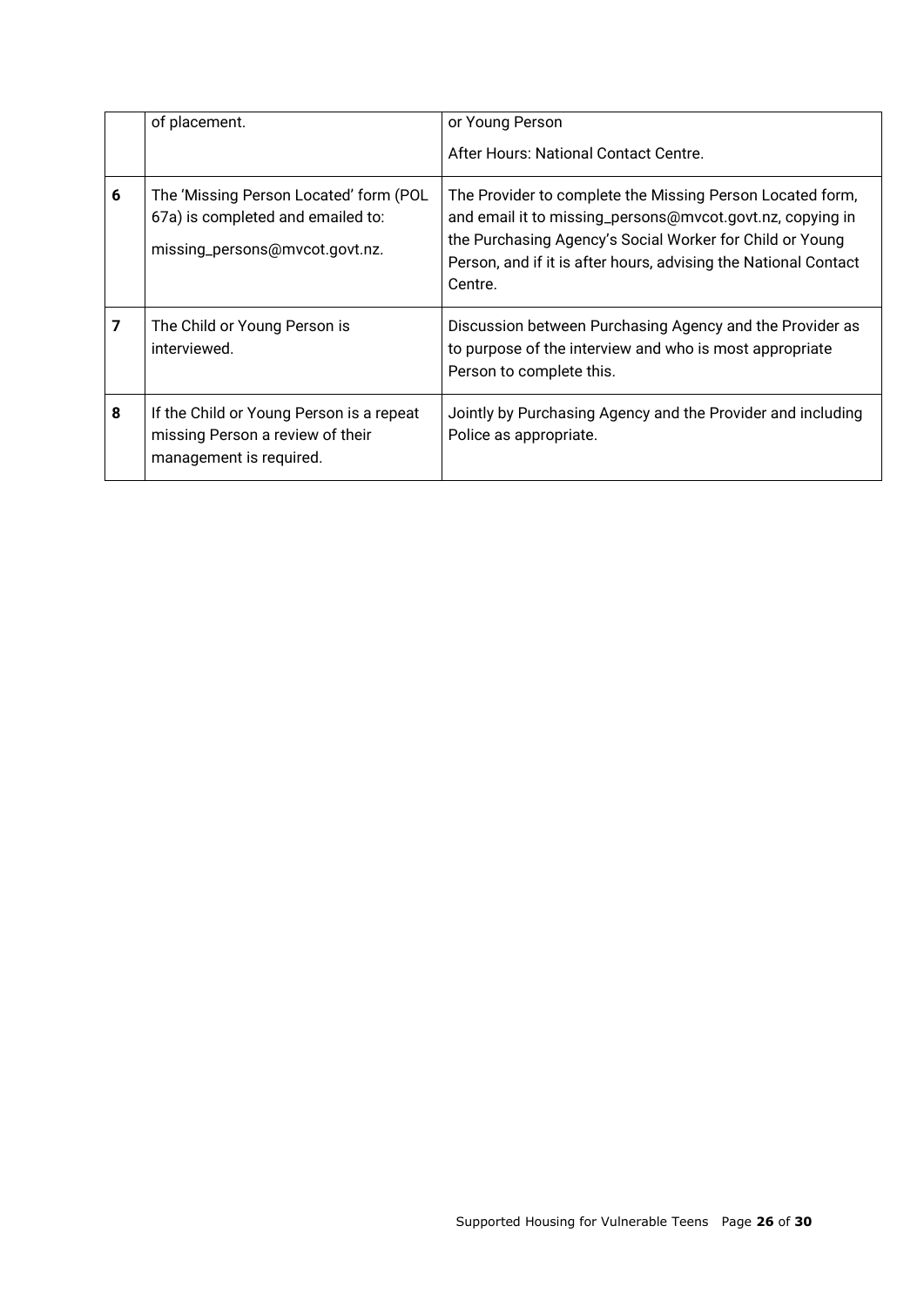|   |   |   |
|---|---|---|
|   | of placement. | or Young Person<br><br>After Hours: National Contact Centre. |
| **6** | The 'Missing Person Located' form (POL 67a) is completed and emailed to:<br><br>missing_persons@mvcot.govt.nz. | The Provider to complete the Missing Person Located form, and email it to missing_persons@mvcot.govt.nz, copying in the Purchasing Agency's Social Worker for Child or Young Person, and if it is after hours, advising the National Contact Centre. |
| **7** | The Child or Young Person is interviewed. | Discussion between Purchasing Agency and the Provider as to purpose of the interview and who is most appropriate Person to complete this. |
| **8** | If the Child or Young Person is a repeat missing Person a review of their management is required. | Jointly by Purchasing Agency and the Provider and including Police as appropriate. |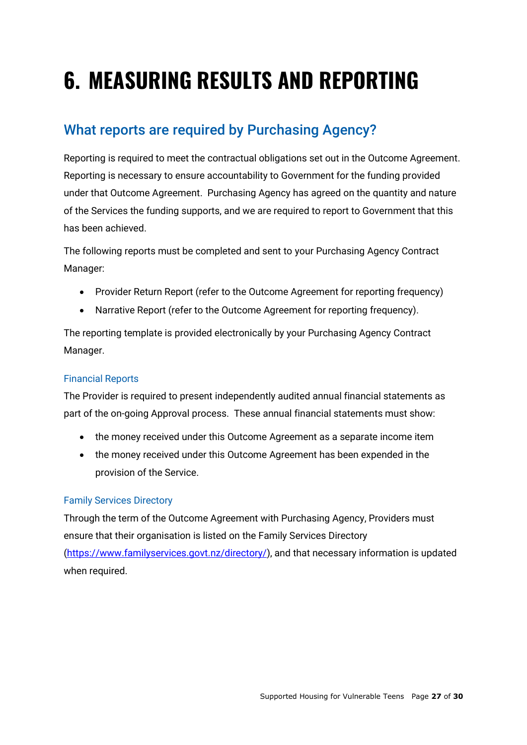# 6. MEASURING RESULTS AND REPORTING

## What reports are required by Purchasing Agency?

Reporting is required to meet the contractual obligations set out in the Outcome Agreement. Reporting is necessary to ensure accountability to Government for the funding provided under that Outcome Agreement. Purchasing Agency has agreed on the quantity and nature of the Services the funding supports, and we are required to report to Government that this has been achieved.

The following reports must be completed and sent to your Purchasing Agency Contract Manager:

- Provider Return Report (refer to the Outcome Agreement for reporting frequency)
- Narrative Report (refer to the Outcome Agreement for reporting frequency).

The reporting template is provided electronically by your Purchasing Agency Contract Manager.

### Financial Reports

The Provider is required to present independently audited annual financial statements as part of the on-going Approval process. These annual financial statements must show:

- the money received under this Outcome Agreement as a separate income item
- the money received under this Outcome Agreement has been expended in the provision of the Service.

### Family Services Directory

Through the term of the Outcome Agreement with Purchasing Agency, Providers must ensure that their organisation is listed on the Family Services Directory (https://www.familyservices.govt.nz/directory/), and that necessary information is updated when required.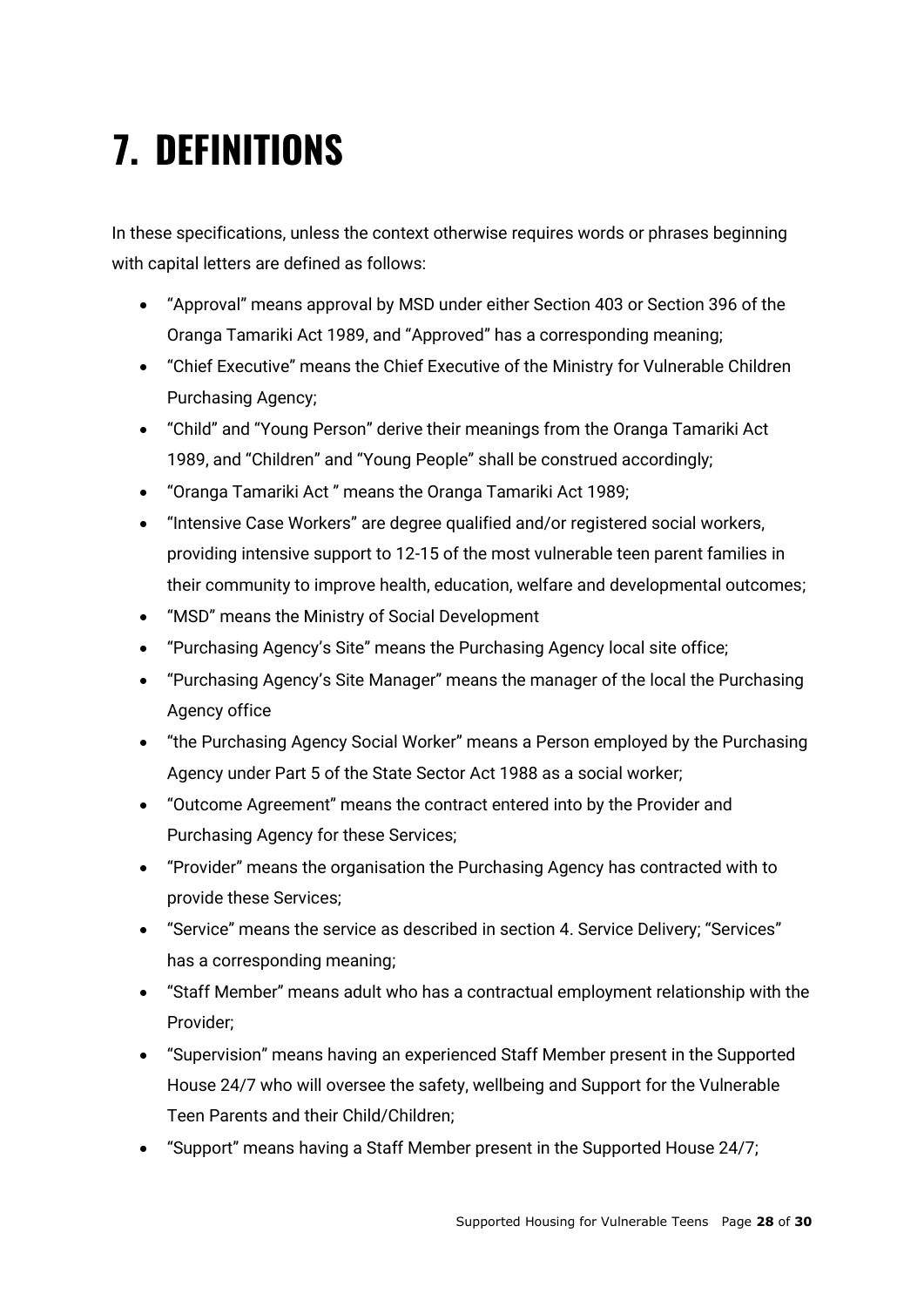# 7. DEFINITIONS

In these specifications, unless the context otherwise requires words or phrases beginning with capital letters are defined as follows:

- "Approval" means approval by MSD under either Section 403 or Section 396 of the Oranga Tamariki Act 1989, and "Approved" has a corresponding meaning;
- "Chief Executive" means the Chief Executive of the Ministry for Vulnerable Children Purchasing Agency;
- "Child" and "Young Person" derive their meanings from the Oranga Tamariki Act 1989, and "Children" and "Young People" shall be construed accordingly;
- "Oranga Tamariki Act " means the Oranga Tamariki Act 1989;
- "Intensive Case Workers" are degree qualified and/or registered social workers, providing intensive support to 12-15 of the most vulnerable teen parent families in their community to improve health, education, welfare and developmental outcomes;
- "MSD" means the Ministry of Social Development
- "Purchasing Agency's Site" means the Purchasing Agency local site office;
- "Purchasing Agency's Site Manager" means the manager of the local the Purchasing Agency office
- "the Purchasing Agency Social Worker" means a Person employed by the Purchasing Agency under Part 5 of the State Sector Act 1988 as a social worker;
- "Outcome Agreement" means the contract entered into by the Provider and Purchasing Agency for these Services;
- "Provider" means the organisation the Purchasing Agency has contracted with to provide these Services;
- "Service" means the service as described in section 4. Service Delivery; "Services" has a corresponding meaning;
- "Staff Member" means adult who has a contractual employment relationship with the Provider;
- "Supervision" means having an experienced Staff Member present in the Supported House 24/7 who will oversee the safety, wellbeing and Support for the Vulnerable Teen Parents and their Child/Children;
- "Support" means having a Staff Member present in the Supported House 24/7;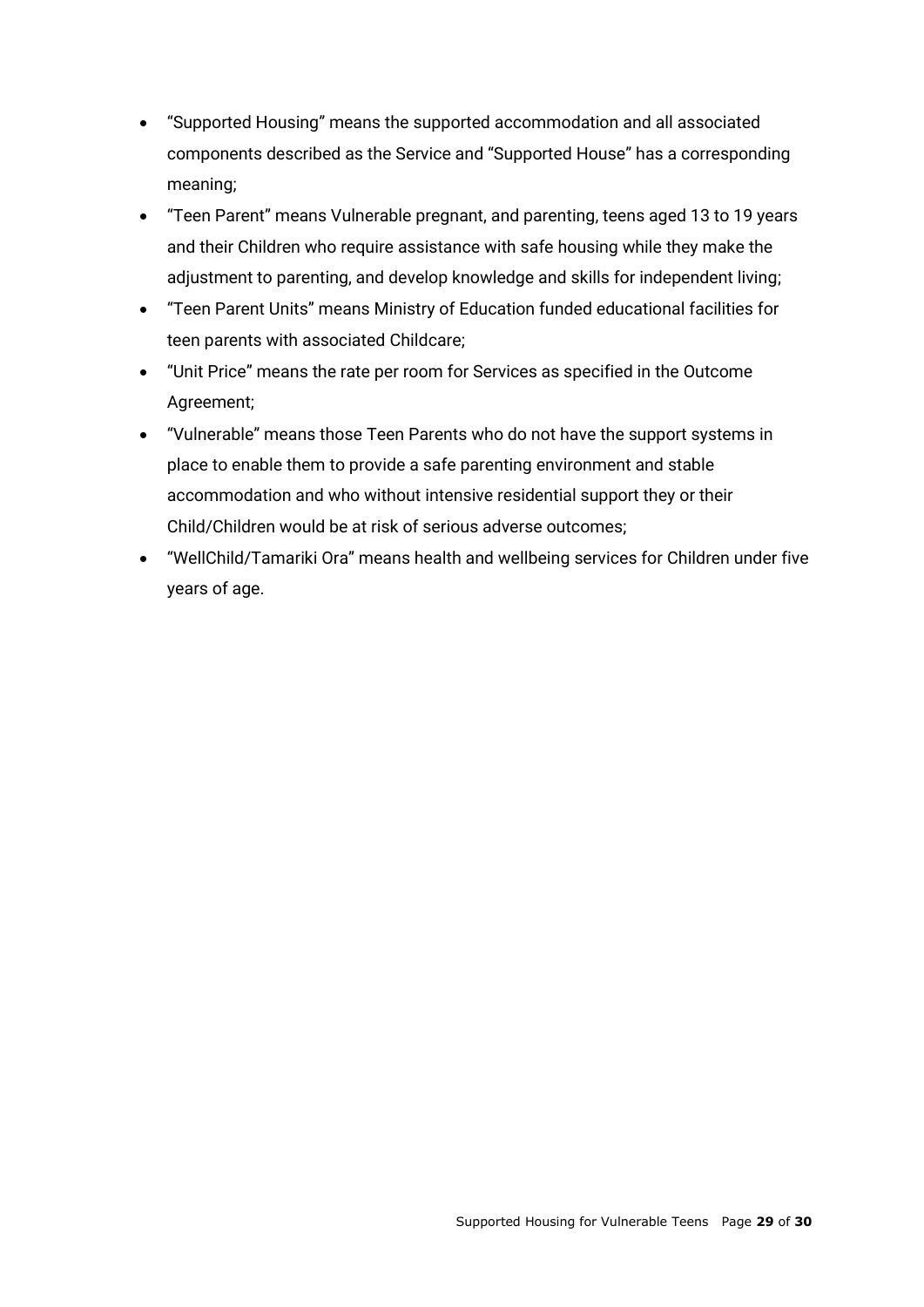- "Supported Housing" means the supported accommodation and all associated components described as the Service and "Supported House" has a corresponding meaning;
- "Teen Parent" means Vulnerable pregnant, and parenting, teens aged 13 to 19 years and their Children who require assistance with safe housing while they make the adjustment to parenting, and develop knowledge and skills for independent living;
- "Teen Parent Units" means Ministry of Education funded educational facilities for teen parents with associated Childcare;
- "Unit Price" means the rate per room for Services as specified in the Outcome Agreement;
- "Vulnerable" means those Teen Parents who do not have the support systems in place to enable them to provide a safe parenting environment and stable accommodation and who without intensive residential support they or their Child/Children would be at risk of serious adverse outcomes;
- "WellChild/Tamariki Ora" means health and wellbeing services for Children under five years of age.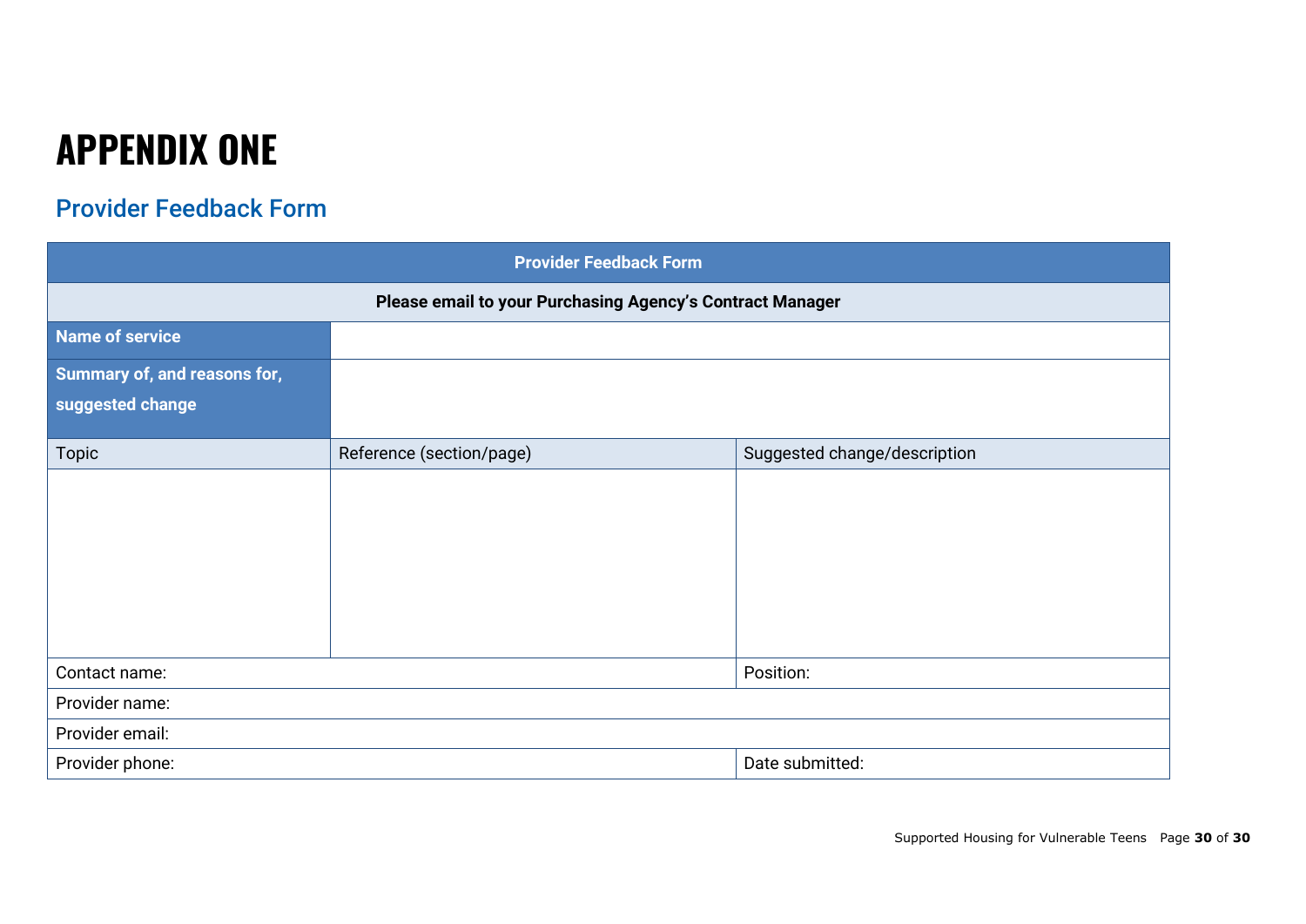# APPENDIX ONE

## Provider Feedback Form

| Provider Feedback Form | | |
|---|---|---|
| **Please email to your Purchasing Agency's Contract Manager** | | |
| **Name of service** | | |
| **Summary of, and reasons for, suggested change** | | |
| Topic | Reference (section/page) | Suggested change/description |
| | | |
| Contact name: | | Position: |
| Provider name: | | |
| Provider email: | | |
| Provider phone: | | Date submitted: |